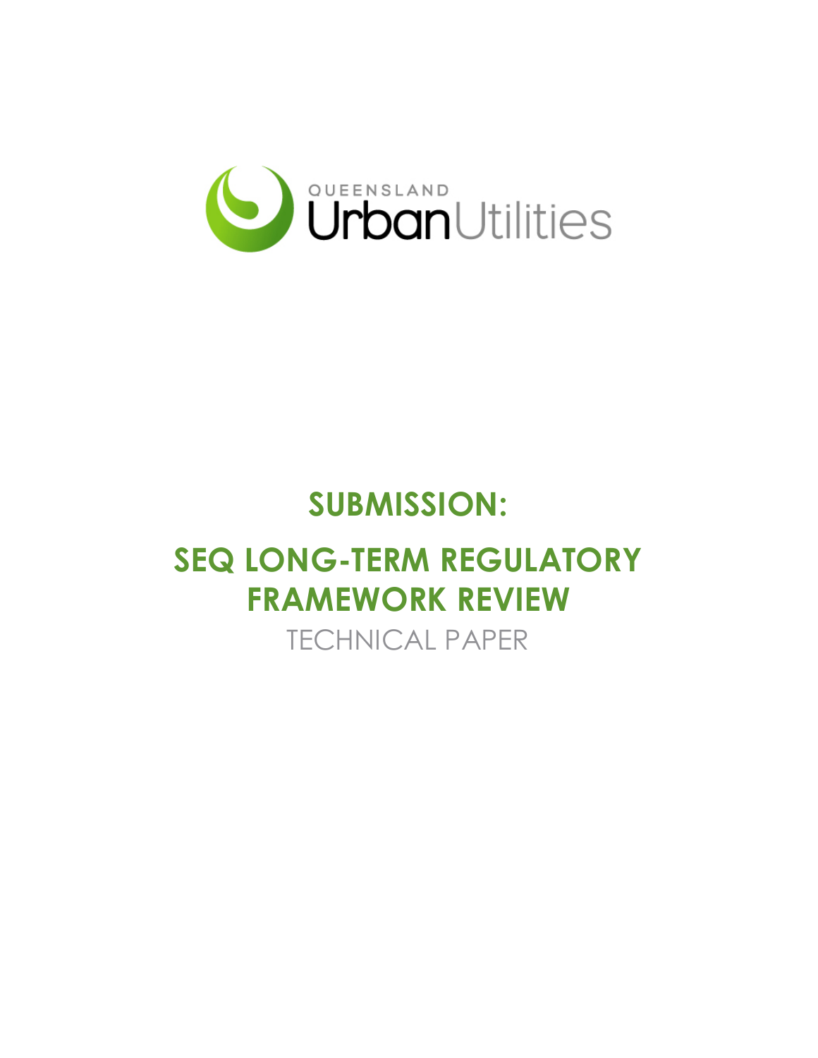QUEENSLAND UrbanUtilities

# SUBMISSION:

# SEQ LONG-TERM REGULATORY FRAMEWORK REVIEW

TECHNICAL PAPER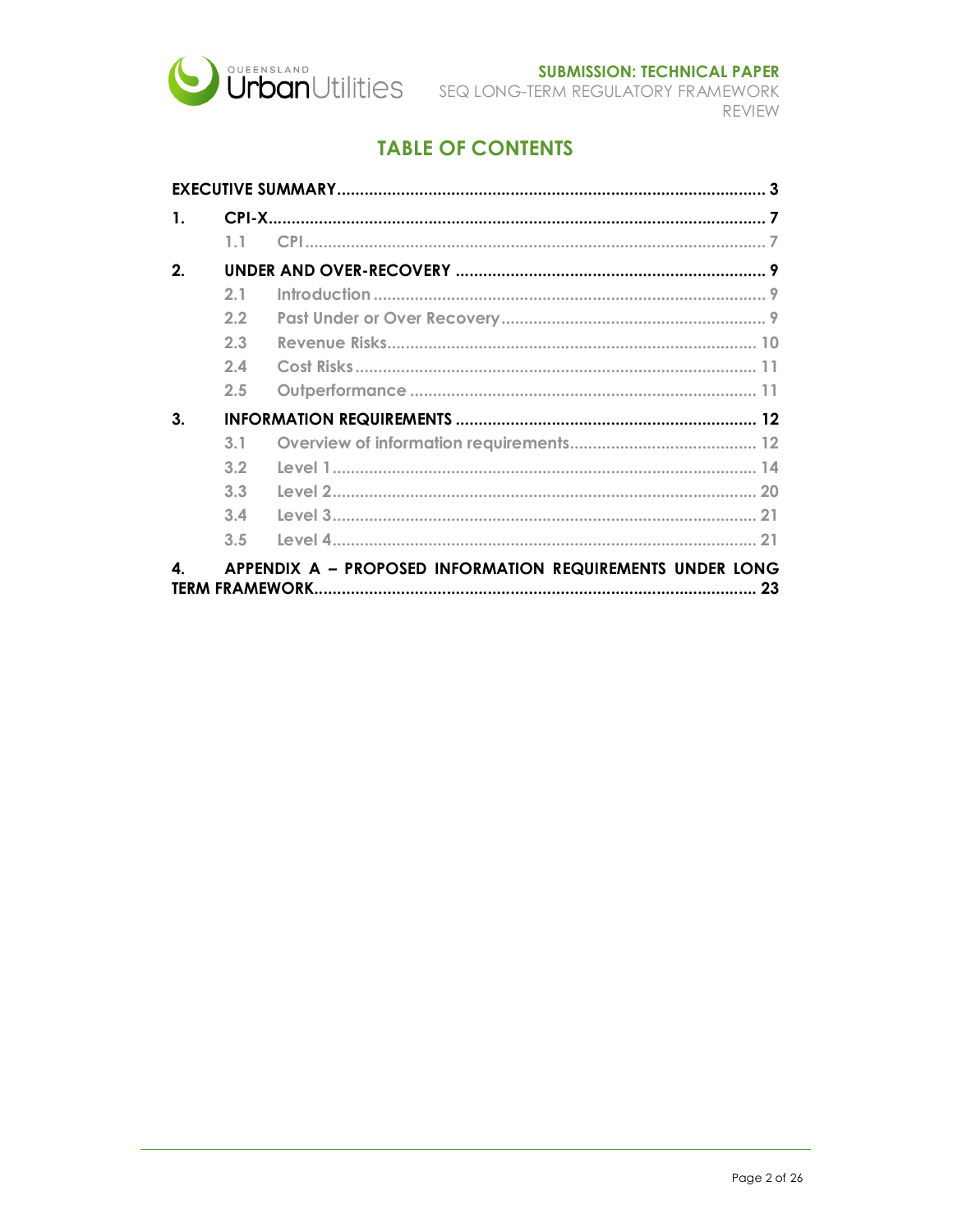# TABLE OF CONTENTS

**EXECUTIVE SUMMARY** .......... 3

**1. CPI-X** .......... 7

- 1.1 CPI .......... 7

**2. UNDER AND OVER-RECOVERY** .......... 9

- 2.1 Introduction .......... 9
- 2.2 Past Under or Over Recovery .......... 9
- 2.3 Revenue Risks .......... 10
- 2.4 Cost Risks .......... 11
- 2.5 Outperformance .......... 11

**3. INFORMATION REQUIREMENTS** .......... 12

- 3.1 Overview of information requirements .......... 12
- 3.2 Level 1 .......... 14
- 3.3 Level 2 .......... 20
- 3.4 Level 3 .......... 21
- 3.5 Level 4 .......... 21

**4. APPENDIX A – PROPOSED INFORMATION REQUIREMENTS UNDER LONG TERM FRAMEWORK** .......... 23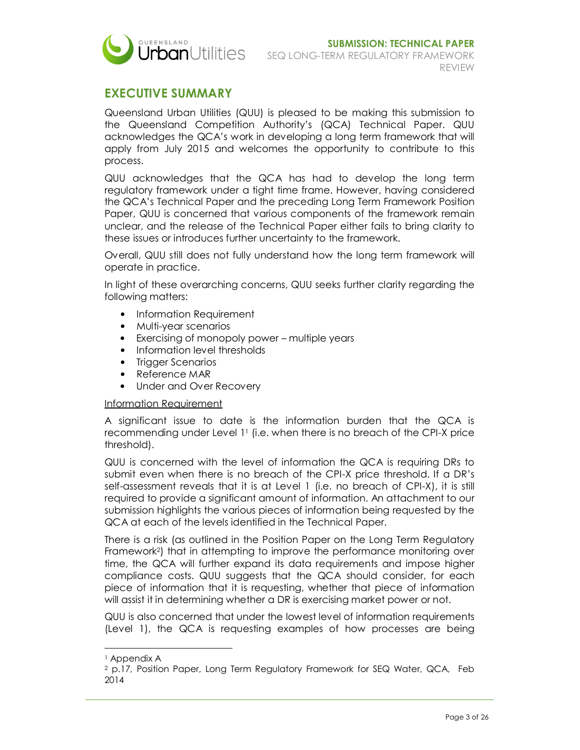## EXECUTIVE SUMMARY

Queensland Urban Utilities (QUU) is pleased to be making this submission to the Queensland Competition Authority's (QCA) Technical Paper. QUU acknowledges the QCA's work in developing a long term framework that will apply from July 2015 and welcomes the opportunity to contribute to this process.

QUU acknowledges that the QCA has had to develop the long term regulatory framework under a tight time frame. However, having considered the QCA's Technical Paper and the preceding Long Term Framework Position Paper, QUU is concerned that various components of the framework remain unclear, and the release of the Technical Paper either fails to bring clarity to these issues or introduces further uncertainty to the framework.

Overall, QUU still does not fully understand how the long term framework will operate in practice.

In light of these overarching concerns, QUU seeks further clarity regarding the following matters:

- Information Requirement
- Multi-year scenarios
- Exercising of monopoly power – multiple years
- Information level thresholds
- Trigger Scenarios
- Reference MAR
- Under and Over Recovery

Information Requirement

A significant issue to date is the information burden that the QCA is recommending under Level 1[1] (i.e. when there is no breach of the CPI-X price threshold).

QUU is concerned with the level of information the QCA is requiring DRs to submit even when there is no breach of the CPI-X price threshold. If a DR's self-assessment reveals that it is at Level 1 (i.e. no breach of CPI-X), it is still required to provide a significant amount of information. An attachment to our submission highlights the various pieces of information being requested by the QCA at each of the levels identified in the Technical Paper.

There is a risk (as outlined in the Position Paper on the Long Term Regulatory Framework[2]) that in attempting to improve the performance monitoring over time, the QCA will further expand its data requirements and impose higher compliance costs. QUU suggests that the QCA should consider, for each piece of information that it is requesting, whether that piece of information will assist it in determining whether a DR is exercising market power or not.

QUU is also concerned that under the lowest level of information requirements (Level 1), the QCA is requesting examples of how processes are being

[1] Appendix A

[2] p.17, Position Paper, Long Term Regulatory Framework for SEQ Water, QCA, Feb 2014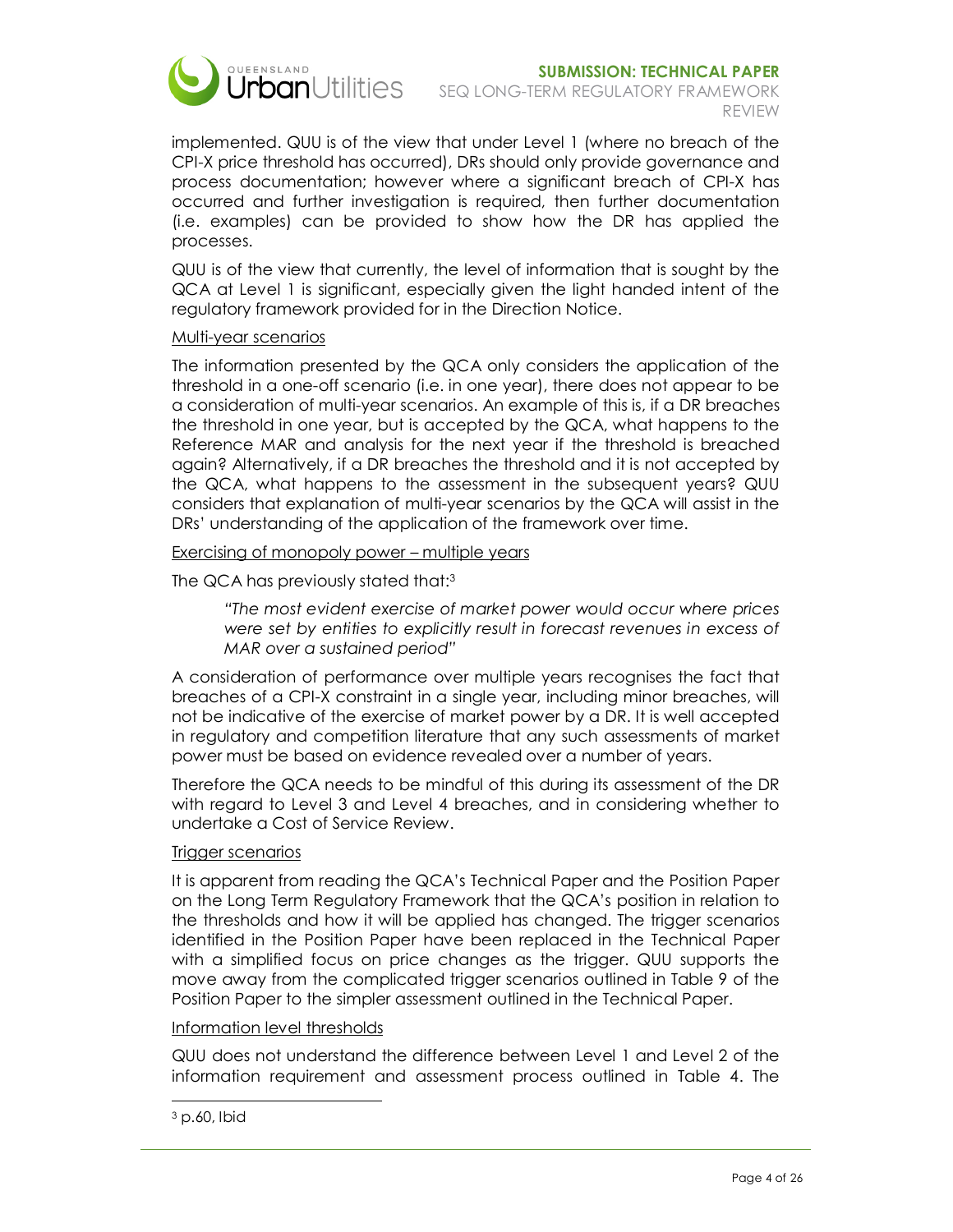implemented. QUU is of the view that under Level 1 (where no breach of the CPI-X price threshold has occurred), DRs should only provide governance and process documentation; however where a significant breach of CPI-X has occurred and further investigation is required, then further documentation (i.e. examples) can be provided to show how the DR has applied the processes.

QUU is of the view that currently, the level of information that is sought by the QCA at Level 1 is significant, especially given the light handed intent of the regulatory framework provided for in the Direction Notice.

<u>Multi-year scenarios</u>

The information presented by the QCA only considers the application of the threshold in a one-off scenario (i.e. in one year), there does not appear to be a consideration of multi-year scenarios. An example of this is, if a DR breaches the threshold in one year, but is accepted by the QCA, what happens to the Reference MAR and analysis for the next year if the threshold is breached again? Alternatively, if a DR breaches the threshold and it is not accepted by the QCA, what happens to the assessment in the subsequent years? QUU considers that explanation of multi-year scenarios by the QCA will assist in the DRs' understanding of the application of the framework over time.

<u>Exercising of monopoly power – multiple years</u>

The QCA has previously stated that:[3]

> *"The most evident exercise of market power would occur where prices were set by entities to explicitly result in forecast revenues in excess of MAR over a sustained period"*

A consideration of performance over multiple years recognises the fact that breaches of a CPI-X constraint in a single year, including minor breaches, will not be indicative of the exercise of market power by a DR. It is well accepted in regulatory and competition literature that any such assessments of market power must be based on evidence revealed over a number of years.

Therefore the QCA needs to be mindful of this during its assessment of the DR with regard to Level 3 and Level 4 breaches, and in considering whether to undertake a Cost of Service Review.

<u>Trigger scenarios</u>

It is apparent from reading the QCA's Technical Paper and the Position Paper on the Long Term Regulatory Framework that the QCA's position in relation to the thresholds and how it will be applied has changed. The trigger scenarios identified in the Position Paper have been replaced in the Technical Paper with a simplified focus on price changes as the trigger. QUU supports the move away from the complicated trigger scenarios outlined in Table 9 of the Position Paper to the simpler assessment outlined in the Technical Paper.

<u>Information level thresholds</u>

QUU does not understand the difference between Level 1 and Level 2 of the information requirement and assessment process outlined in Table 4. The

---

[3] p.60, Ibid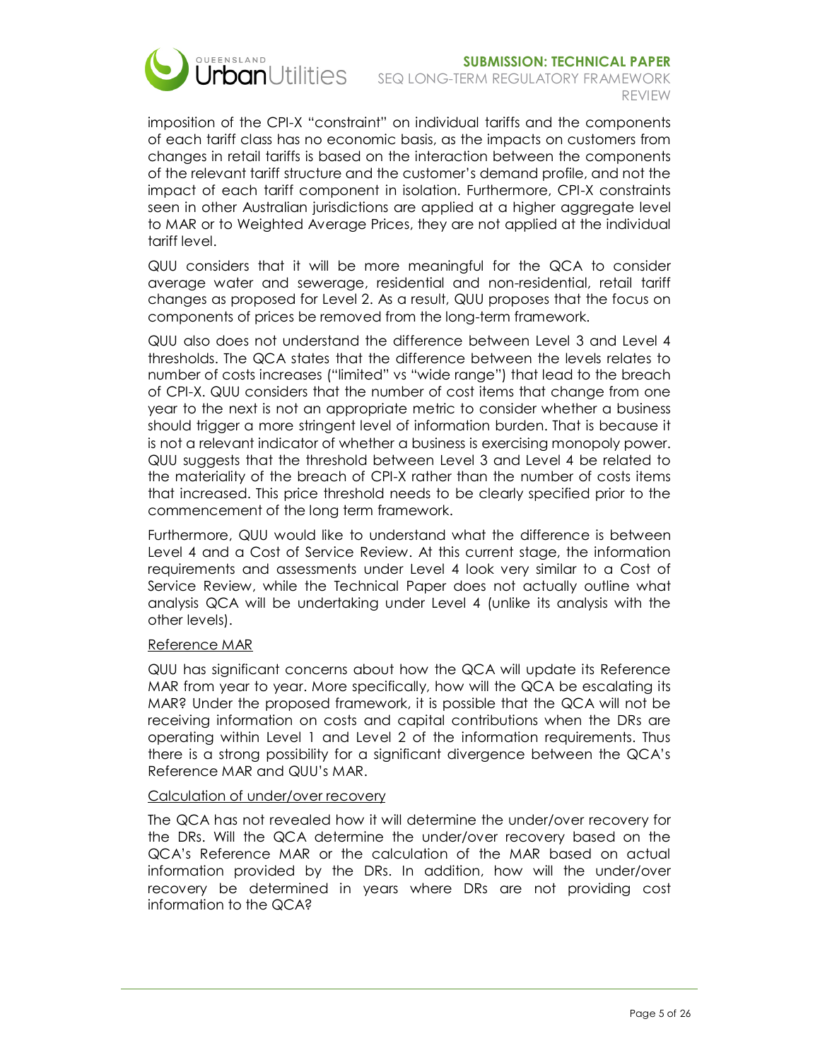imposition of the CPI-X "constraint" on individual tariffs and the components of each tariff class has no economic basis, as the impacts on customers from changes in retail tariffs is based on the interaction between the components of the relevant tariff structure and the customer's demand profile, and not the impact of each tariff component in isolation. Furthermore, CPI-X constraints seen in other Australian jurisdictions are applied at a higher aggregate level to MAR or to Weighted Average Prices, they are not applied at the individual tariff level.

QUU considers that it will be more meaningful for the QCA to consider average water and sewerage, residential and non-residential, retail tariff changes as proposed for Level 2. As a result, QUU proposes that the focus on components of prices be removed from the long-term framework.

QUU also does not understand the difference between Level 3 and Level 4 thresholds. The QCA states that the difference between the levels relates to number of costs increases ("limited" vs "wide range") that lead to the breach of CPI-X. QUU considers that the number of cost items that change from one year to the next is not an appropriate metric to consider whether a business should trigger a more stringent level of information burden. That is because it is not a relevant indicator of whether a business is exercising monopoly power. QUU suggests that the threshold between Level 3 and Level 4 be related to the materiality of the breach of CPI-X rather than the number of costs items that increased. This price threshold needs to be clearly specified prior to the commencement of the long term framework.

Furthermore, QUU would like to understand what the difference is between Level 4 and a Cost of Service Review. At this current stage, the information requirements and assessments under Level 4 look very similar to a Cost of Service Review, while the Technical Paper does not actually outline what analysis QCA will be undertaking under Level 4 (unlike its analysis with the other levels).

<u>Reference MAR</u>

QUU has significant concerns about how the QCA will update its Reference MAR from year to year. More specifically, how will the QCA be escalating its MAR? Under the proposed framework, it is possible that the QCA will not be receiving information on costs and capital contributions when the DRs are operating within Level 1 and Level 2 of the information requirements. Thus there is a strong possibility for a significant divergence between the QCA's Reference MAR and QUU's MAR.

<u>Calculation of under/over recovery</u>

The QCA has not revealed how it will determine the under/over recovery for the DRs. Will the QCA determine the under/over recovery based on the QCA's Reference MAR or the calculation of the MAR based on actual information provided by the DRs. In addition, how will the under/over recovery be determined in years where DRs are not providing cost information to the QCA?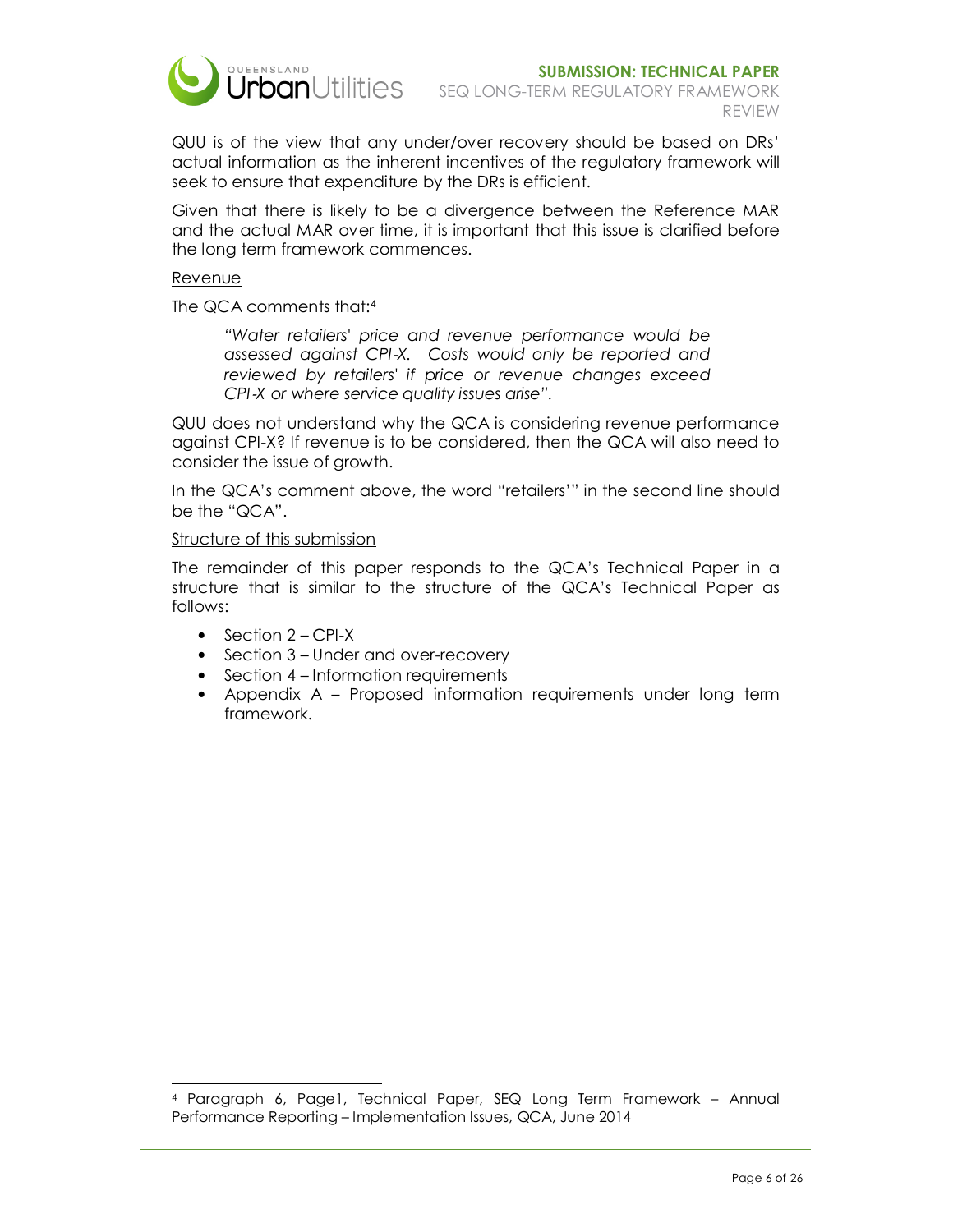QUU is of the view that any under/over recovery should be based on DRs' actual information as the inherent incentives of the regulatory framework will seek to ensure that expenditure by the DRs is efficient.

Given that there is likely to be a divergence between the Reference MAR and the actual MAR over time, it is important that this issue is clarified before the long term framework commences.

<u>Revenue</u>

The QCA comments that:[4]

> *"Water retailers' price and revenue performance would be assessed against CPI-X. Costs would only be reported and reviewed by retailers' if price or revenue changes exceed CPI-X or where service quality issues arise".*

QUU does not understand why the QCA is considering revenue performance against CPI-X? If revenue is to be considered, then the QCA will also need to consider the issue of growth.

In the QCA's comment above, the word "retailers'" in the second line should be the "QCA".

<u>Structure of this submission</u>

The remainder of this paper responds to the QCA's Technical Paper in a structure that is similar to the structure of the QCA's Technical Paper as follows:

- Section 2 – CPI-X
- Section 3 – Under and over-recovery
- Section 4 – Information requirements
- Appendix A – Proposed information requirements under long term framework.

---

[4] Paragraph 6, Page1, Technical Paper, SEQ Long Term Framework – Annual Performance Reporting – Implementation Issues, QCA, June 2014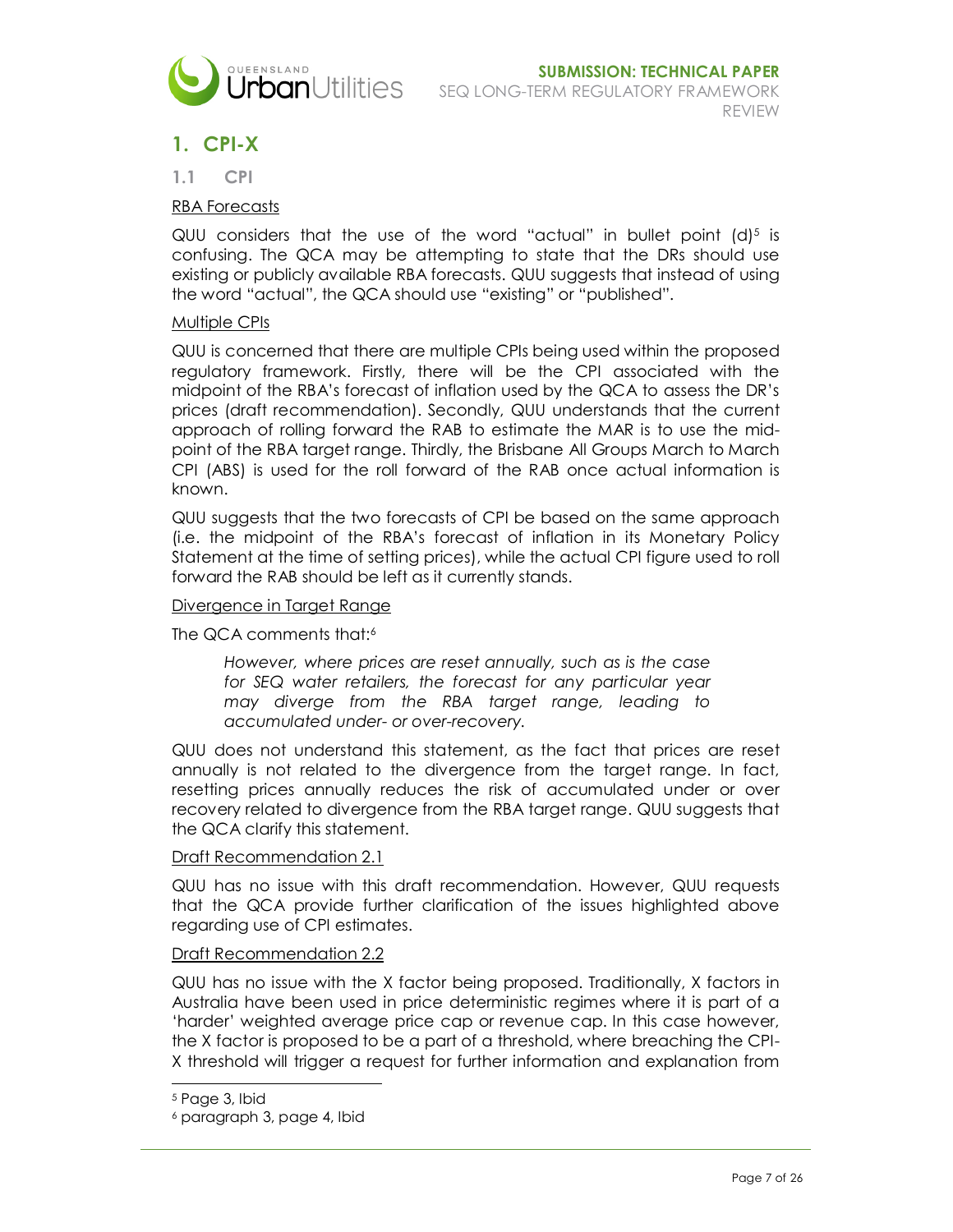# 1. CPI-X

## 1.1 CPI

RBA Forecasts

QUU considers that the use of the word "actual" in bullet point (d)[5] is confusing. The QCA may be attempting to state that the DRs should use existing or publicly available RBA forecasts. QUU suggests that instead of using the word "actual", the QCA should use "existing" or "published".

Multiple CPIs

QUU is concerned that there are multiple CPIs being used within the proposed regulatory framework. Firstly, there will be the CPI associated with the midpoint of the RBA's forecast of inflation used by the QCA to assess the DR's prices (draft recommendation). Secondly, QUU understands that the current approach of rolling forward the RAB to estimate the MAR is to use the mid-point of the RBA target range. Thirdly, the Brisbane All Groups March to March CPI (ABS) is used for the roll forward of the RAB once actual information is known.

QUU suggests that the two forecasts of CPI be based on the same approach (i.e. the midpoint of the RBA's forecast of inflation in its Monetary Policy Statement at the time of setting prices), while the actual CPI figure used to roll forward the RAB should be left as it currently stands.

Divergence in Target Range

The QCA comments that:[6]

> *However, where prices are reset annually, such as is the case for SEQ water retailers, the forecast for any particular year may diverge from the RBA target range, leading to accumulated under- or over-recovery.*

QUU does not understand this statement, as the fact that prices are reset annually is not related to the divergence from the target range. In fact, resetting prices annually reduces the risk of accumulated under or over recovery related to divergence from the RBA target range. QUU suggests that the QCA clarify this statement.

Draft Recommendation 2.1

QUU has no issue with this draft recommendation. However, QUU requests that the QCA provide further clarification of the issues highlighted above regarding use of CPI estimates.

Draft Recommendation 2.2

QUU has no issue with the X factor being proposed. Traditionally, X factors in Australia have been used in price deterministic regimes where it is part of a 'harder' weighted average price cap or revenue cap. In this case however, the X factor is proposed to be a part of a threshold, where breaching the CPI-X threshold will trigger a request for further information and explanation from

[5] Page 3, Ibid

[6] paragraph 3, page 4, Ibid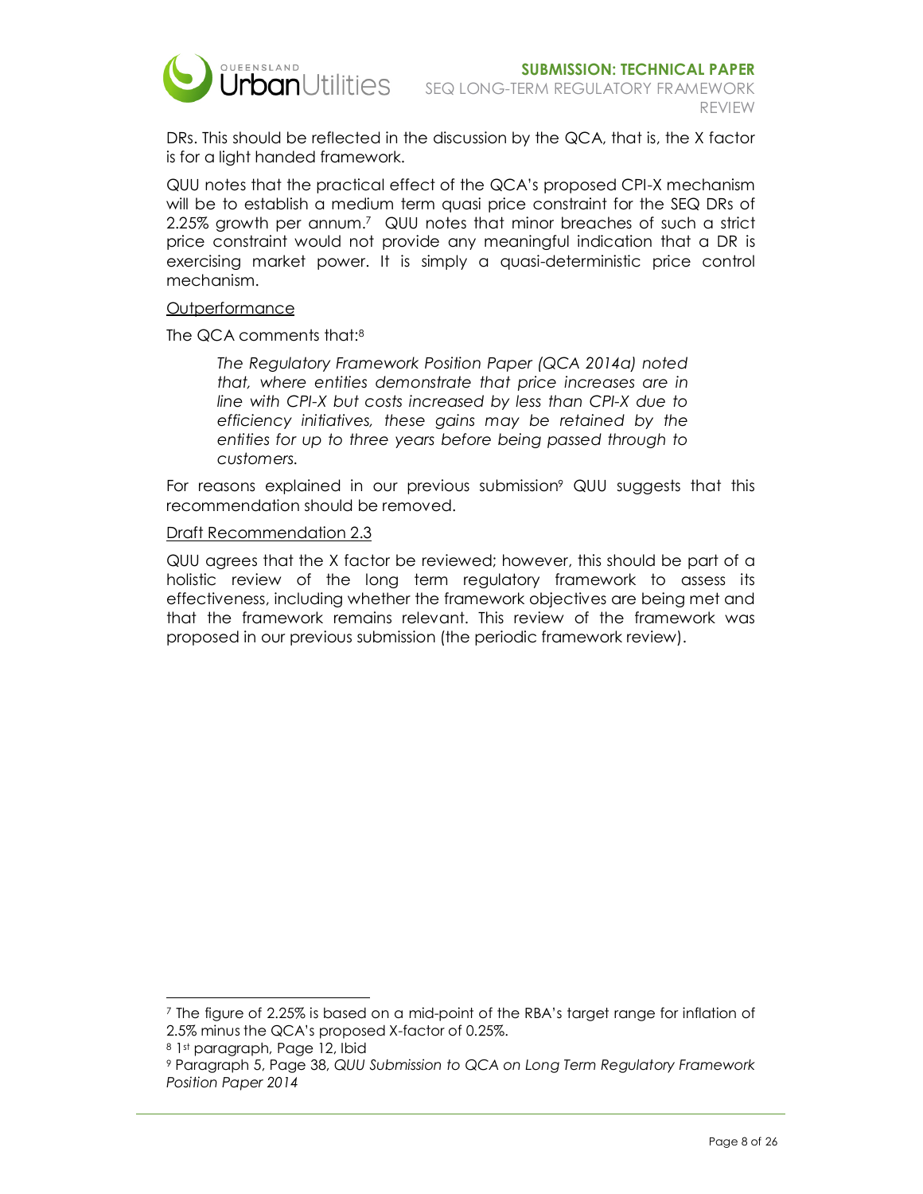DRs. This should be reflected in the discussion by the QCA, that is, the X factor is for a light handed framework.

QUU notes that the practical effect of the QCA's proposed CPI-X mechanism will be to establish a medium term quasi price constraint for the SEQ DRs of 2.25% growth per annum.[7] QUU notes that minor breaches of such a strict price constraint would not provide any meaningful indication that a DR is exercising market power. It is simply a quasi-deterministic price control mechanism.

<u>Outperformance</u>

The QCA comments that:[8]

> *The Regulatory Framework Position Paper (QCA 2014a) noted that, where entities demonstrate that price increases are in line with CPI-X but costs increased by less than CPI-X due to efficiency initiatives, these gains may be retained by the entities for up to three years before being passed through to customers.*

For reasons explained in our previous submission[9] QUU suggests that this recommendation should be removed.

<u>Draft Recommendation 2.3</u>

QUU agrees that the X factor be reviewed; however, this should be part of a holistic review of the long term regulatory framework to assess its effectiveness, including whether the framework objectives are being met and that the framework remains relevant. This review of the framework was proposed in our previous submission (the periodic framework review).

---

[7] The figure of 2.25% is based on a mid-point of the RBA's target range for inflation of 2.5% minus the QCA's proposed X-factor of 0.25%.

[8] 1st paragraph, Page 12, Ibid

[9] Paragraph 5, Page 38, *QUU Submission to QCA on Long Term Regulatory Framework Position Paper 2014*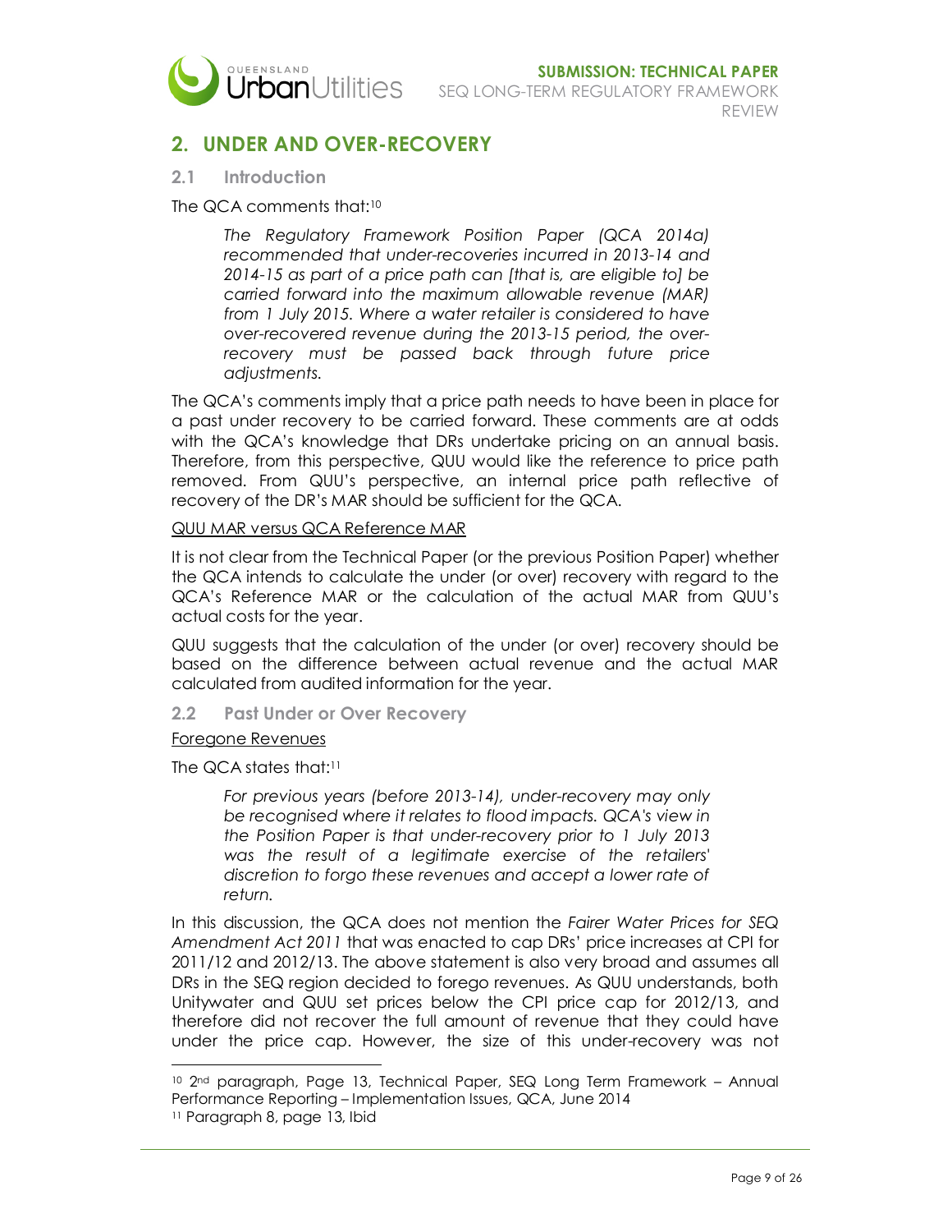## 2. UNDER AND OVER-RECOVERY

### 2.1 Introduction

The QCA comments that:[10]

> *The Regulatory Framework Position Paper (QCA 2014a) recommended that under-recoveries incurred in 2013-14 and 2014-15 as part of a price path can [that is, are eligible to] be carried forward into the maximum allowable revenue (MAR) from 1 July 2015. Where a water retailer is considered to have over-recovered revenue during the 2013-15 period, the over-recovery must be passed back through future price adjustments.*

The QCA's comments imply that a price path needs to have been in place for a past under recovery to be carried forward. These comments are at odds with the QCA's knowledge that DRs undertake pricing on an annual basis. Therefore, from this perspective, QUU would like the reference to price path removed. From QUU's perspective, an internal price path reflective of recovery of the DR's MAR should be sufficient for the QCA.

<u>QUU MAR versus QCA Reference MAR</u>

It is not clear from the Technical Paper (or the previous Position Paper) whether the QCA intends to calculate the under (or over) recovery with regard to the QCA's Reference MAR or the calculation of the actual MAR from QUU's actual costs for the year.

QUU suggests that the calculation of the under (or over) recovery should be based on the difference between actual revenue and the actual MAR calculated from audited information for the year.

### 2.2 Past Under or Over Recovery

<u>Foregone Revenues</u>

The QCA states that:[11]

> *For previous years (before 2013-14), under-recovery may only be recognised where it relates to flood impacts. QCA's view in the Position Paper is that under-recovery prior to 1 July 2013 was the result of a legitimate exercise of the retailers' discretion to forgo these revenues and accept a lower rate of return.*

In this discussion, the QCA does not mention the *Fairer Water Prices for SEQ Amendment Act 2011* that was enacted to cap DRs' price increases at CPI for 2011/12 and 2012/13. The above statement is also very broad and assumes all DRs in the SEQ region decided to forego revenues. As QUU understands, both Unitywater and QUU set prices below the CPI price cap for 2012/13, and therefore did not recover the full amount of revenue that they could have under the price cap. However, the size of this under-recovery was not

---

[10] 2nd paragraph, Page 13, Technical Paper, SEQ Long Term Framework – Annual Performance Reporting – Implementation Issues, QCA, June 2014

[11] Paragraph 8, page 13, Ibid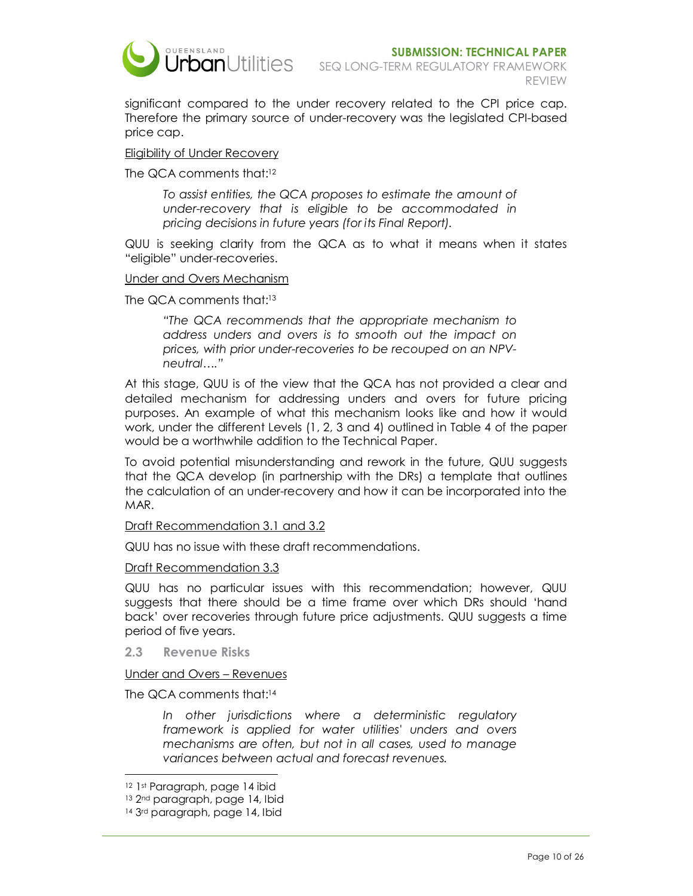significant compared to the under recovery related to the CPI price cap. Therefore the primary source of under-recovery was the legislated CPI-based price cap.

<u>Eligibility of Under Recovery</u>

The QCA comments that:[12]

> *To assist entities, the QCA proposes to estimate the amount of under-recovery that is eligible to be accommodated in pricing decisions in future years (for its Final Report).*

QUU is seeking clarity from the QCA as to what it means when it states "eligible" under-recoveries.

<u>Under and Overs Mechanism</u>

The QCA comments that:[13]

> *"The QCA recommends that the appropriate mechanism to address unders and overs is to smooth out the impact on prices, with prior under-recoveries to be recouped on an NPV-neutral…."*

At this stage, QUU is of the view that the QCA has not provided a clear and detailed mechanism for addressing unders and overs for future pricing purposes. An example of what this mechanism looks like and how it would work, under the different Levels (1, 2, 3 and 4) outlined in Table 4 of the paper would be a worthwhile addition to the Technical Paper.

To avoid potential misunderstanding and rework in the future, QUU suggests that the QCA develop (in partnership with the DRs) a template that outlines the calculation of an under-recovery and how it can be incorporated into the MAR.

<u>Draft Recommendation 3.1 and 3.2</u>

QUU has no issue with these draft recommendations.

<u>Draft Recommendation 3.3</u>

QUU has no particular issues with this recommendation; however, QUU suggests that there should be a time frame over which DRs should 'hand back' over recoveries through future price adjustments. QUU suggests a time period of five years.

## 2.3 Revenue Risks

<u>Under and Overs – Revenues</u>

The QCA comments that:[14]

> *In other jurisdictions where a deterministic regulatory framework is applied for water utilities' unders and overs mechanisms are often, but not in all cases, used to manage variances between actual and forecast revenues.*

---

[12] 1st Paragraph, page 14 ibid

[13] 2nd paragraph, page 14, Ibid

[14] 3rd paragraph, page 14, Ibid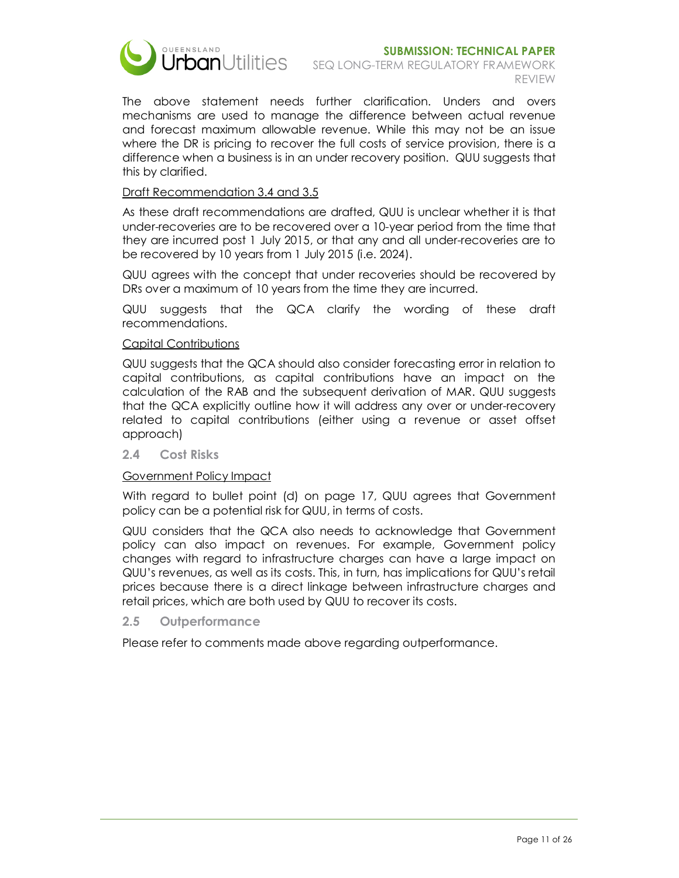The above statement needs further clarification. Unders and overs mechanisms are used to manage the difference between actual revenue and forecast maximum allowable revenue. While this may not be an issue where the DR is pricing to recover the full costs of service provision, there is a difference when a business is in an under recovery position. QUU suggests that this by clarified.

Draft Recommendation 3.4 and 3.5

As these draft recommendations are drafted, QUU is unclear whether it is that under-recoveries are to be recovered over a 10-year period from the time that they are incurred post 1 July 2015, or that any and all under-recoveries are to be recovered by 10 years from 1 July 2015 (i.e. 2024).

QUU agrees with the concept that under recoveries should be recovered by DRs over a maximum of 10 years from the time they are incurred.

QUU suggests that the QCA clarify the wording of these draft recommendations.

Capital Contributions

QUU suggests that the QCA should also consider forecasting error in relation to capital contributions, as capital contributions have an impact on the calculation of the RAB and the subsequent derivation of MAR. QUU suggests that the QCA explicitly outline how it will address any over or under-recovery related to capital contributions (either using a revenue or asset offset approach)

## 2.4 Cost Risks

Government Policy Impact

With regard to bullet point (d) on page 17, QUU agrees that Government policy can be a potential risk for QUU, in terms of costs.

QUU considers that the QCA also needs to acknowledge that Government policy can also impact on revenues. For example, Government policy changes with regard to infrastructure charges can have a large impact on QUU's revenues, as well as its costs. This, in turn, has implications for QUU's retail prices because there is a direct linkage between infrastructure charges and retail prices, which are both used by QUU to recover its costs.

## 2.5 Outperformance

Please refer to comments made above regarding outperformance.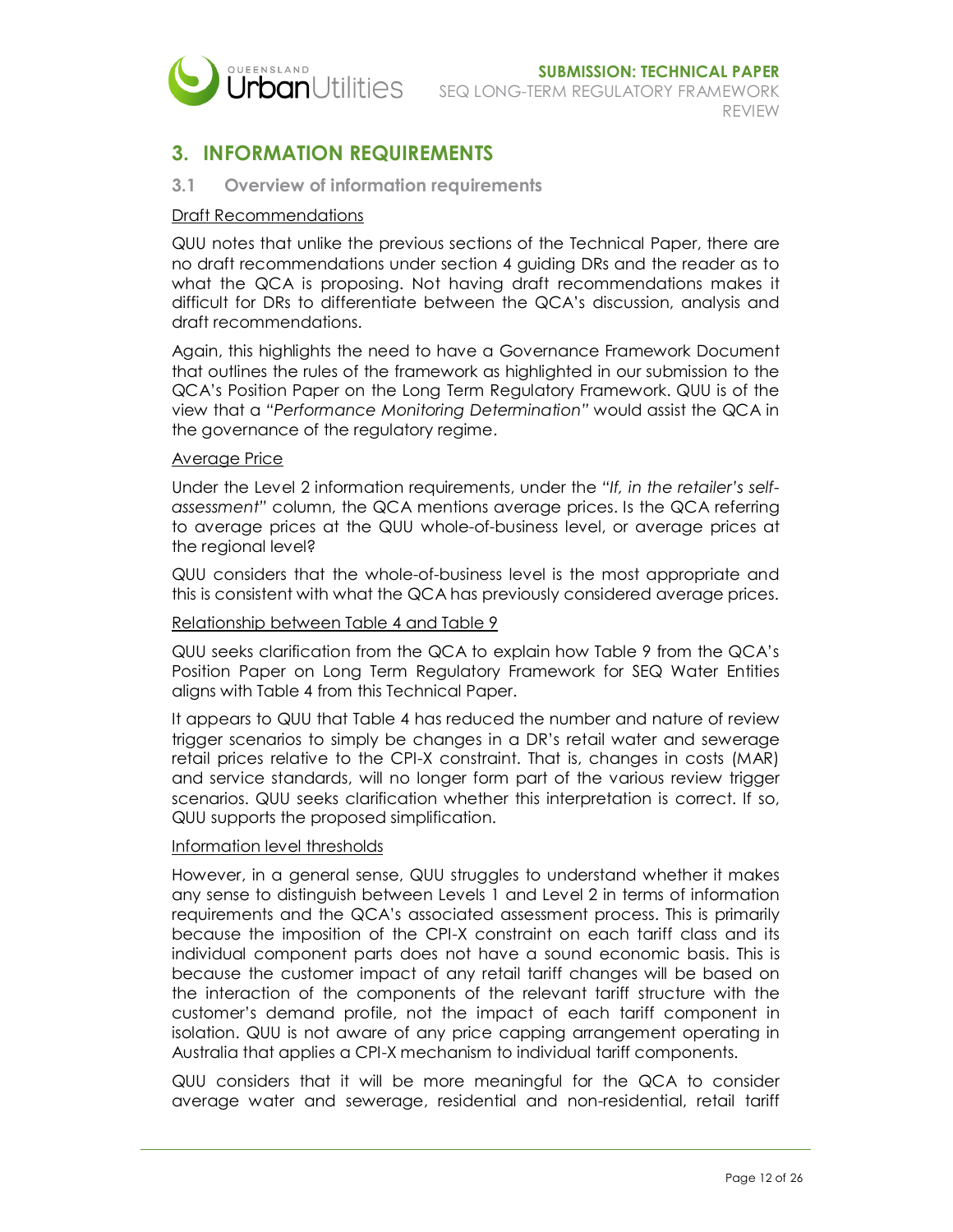# 3. INFORMATION REQUIREMENTS

## 3.1 Overview of information requirements

### Draft Recommendations

QUU notes that unlike the previous sections of the Technical Paper, there are no draft recommendations under section 4 guiding DRs and the reader as to what the QCA is proposing. Not having draft recommendations makes it difficult for DRs to differentiate between the QCA's discussion, analysis and draft recommendations.

Again, this highlights the need to have a Governance Framework Document that outlines the rules of the framework as highlighted in our submission to the QCA's Position Paper on the Long Term Regulatory Framework. QUU is of the view that a *"Performance Monitoring Determination"* would assist the QCA in the governance of the regulatory regime.

### Average Price

Under the Level 2 information requirements, under the *"If, in the retailer's self-assessment"* column, the QCA mentions average prices. Is the QCA referring to average prices at the QUU whole-of-business level, or average prices at the regional level?

QUU considers that the whole-of-business level is the most appropriate and this is consistent with what the QCA has previously considered average prices.

### Relationship between Table 4 and Table 9

QUU seeks clarification from the QCA to explain how Table 9 from the QCA's Position Paper on Long Term Regulatory Framework for SEQ Water Entities aligns with Table 4 from this Technical Paper.

It appears to QUU that Table 4 has reduced the number and nature of review trigger scenarios to simply be changes in a DR's retail water and sewerage retail prices relative to the CPI-X constraint. That is, changes in costs (MAR) and service standards, will no longer form part of the various review trigger scenarios. QUU seeks clarification whether this interpretation is correct. If so, QUU supports the proposed simplification.

### Information level thresholds

However, in a general sense, QUU struggles to understand whether it makes any sense to distinguish between Levels 1 and Level 2 in terms of information requirements and the QCA's associated assessment process. This is primarily because the imposition of the CPI-X constraint on each tariff class and its individual component parts does not have a sound economic basis. This is because the customer impact of any retail tariff changes will be based on the interaction of the components of the relevant tariff structure with the customer's demand profile, not the impact of each tariff component in isolation. QUU is not aware of any price capping arrangement operating in Australia that applies a CPI-X mechanism to individual tariff components.

QUU considers that it will be more meaningful for the QCA to consider average water and sewerage, residential and non-residential, retail tariff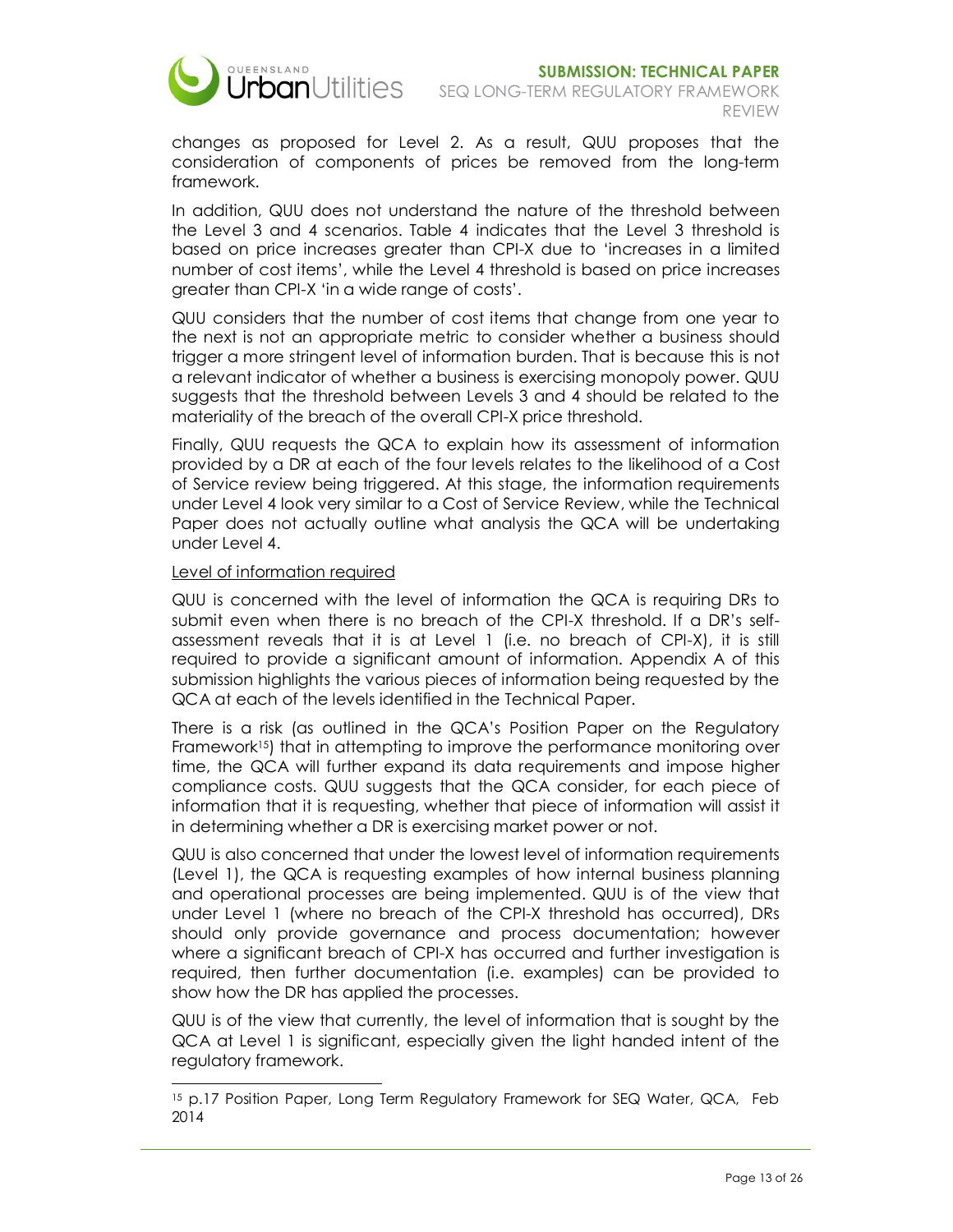changes as proposed for Level 2. As a result, QUU proposes that the consideration of components of prices be removed from the long-term framework.

In addition, QUU does not understand the nature of the threshold between the Level 3 and 4 scenarios. Table 4 indicates that the Level 3 threshold is based on price increases greater than CPI-X due to 'increases in a limited number of cost items', while the Level 4 threshold is based on price increases greater than CPI-X 'in a wide range of costs'.

QUU considers that the number of cost items that change from one year to the next is not an appropriate metric to consider whether a business should trigger a more stringent level of information burden. That is because this is not a relevant indicator of whether a business is exercising monopoly power. QUU suggests that the threshold between Levels 3 and 4 should be related to the materiality of the breach of the overall CPI-X price threshold.

Finally, QUU requests the QCA to explain how its assessment of information provided by a DR at each of the four levels relates to the likelihood of a Cost of Service review being triggered. At this stage, the information requirements under Level 4 look very similar to a Cost of Service Review, while the Technical Paper does not actually outline what analysis the QCA will be undertaking under Level 4.

Level of information required

QUU is concerned with the level of information the QCA is requiring DRs to submit even when there is no breach of the CPI-X threshold. If a DR's self-assessment reveals that it is at Level 1 (i.e. no breach of CPI-X), it is still required to provide a significant amount of information. Appendix A of this submission highlights the various pieces of information being requested by the QCA at each of the levels identified in the Technical Paper.

There is a risk (as outlined in the QCA's Position Paper on the Regulatory Framework[15]) that in attempting to improve the performance monitoring over time, the QCA will further expand its data requirements and impose higher compliance costs. QUU suggests that the QCA consider, for each piece of information that it is requesting, whether that piece of information will assist it in determining whether a DR is exercising market power or not.

QUU is also concerned that under the lowest level of information requirements (Level 1), the QCA is requesting examples of how internal business planning and operational processes are being implemented. QUU is of the view that under Level 1 (where no breach of the CPI-X threshold has occurred), DRs should only provide governance and process documentation; however where a significant breach of CPI-X has occurred and further investigation is required, then further documentation (i.e. examples) can be provided to show how the DR has applied the processes.

QUU is of the view that currently, the level of information that is sought by the QCA at Level 1 is significant, especially given the light handed intent of the regulatory framework.

---

[15] p.17 Position Paper, Long Term Regulatory Framework for SEQ Water, QCA, Feb 2014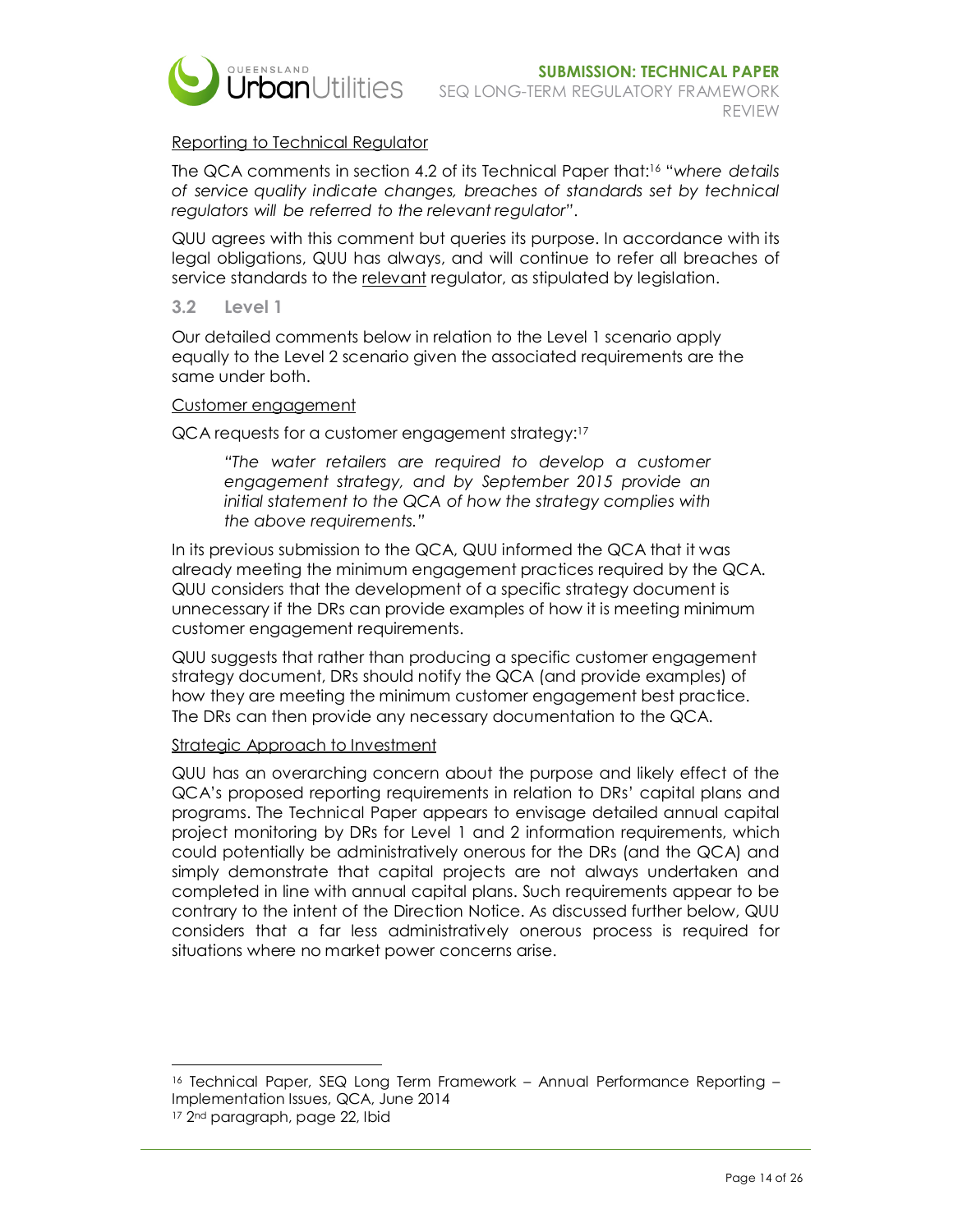Reporting to Technical Regulator

The QCA comments in section 4.2 of its Technical Paper that:[16] "*where details of service quality indicate changes, breaches of standards set by technical regulators will be referred to the relevant regulator*".

QUU agrees with this comment but queries its purpose. In accordance with its legal obligations, QUU has always, and will continue to refer all breaches of service standards to the relevant regulator, as stipulated by legislation.

### 3.2 Level 1

Our detailed comments below in relation to the Level 1 scenario apply equally to the Level 2 scenario given the associated requirements are the same under both.

Customer engagement

QCA requests for a customer engagement strategy:[17]

> *"The water retailers are required to develop a customer engagement strategy, and by September 2015 provide an initial statement to the QCA of how the strategy complies with the above requirements."*

In its previous submission to the QCA, QUU informed the QCA that it was already meeting the minimum engagement practices required by the QCA. QUU considers that the development of a specific strategy document is unnecessary if the DRs can provide examples of how it is meeting minimum customer engagement requirements.

QUU suggests that rather than producing a specific customer engagement strategy document, DRs should notify the QCA (and provide examples) of how they are meeting the minimum customer engagement best practice. The DRs can then provide any necessary documentation to the QCA.

Strategic Approach to Investment

QUU has an overarching concern about the purpose and likely effect of the QCA's proposed reporting requirements in relation to DRs' capital plans and programs. The Technical Paper appears to envisage detailed annual capital project monitoring by DRs for Level 1 and 2 information requirements, which could potentially be administratively onerous for the DRs (and the QCA) and simply demonstrate that capital projects are not always undertaken and completed in line with annual capital plans. Such requirements appear to be contrary to the intent of the Direction Notice. As discussed further below, QUU considers that a far less administratively onerous process is required for situations where no market power concerns arise.

---

[16] Technical Paper, SEQ Long Term Framework – Annual Performance Reporting – Implementation Issues, QCA, June 2014

[17] 2nd paragraph, page 22, Ibid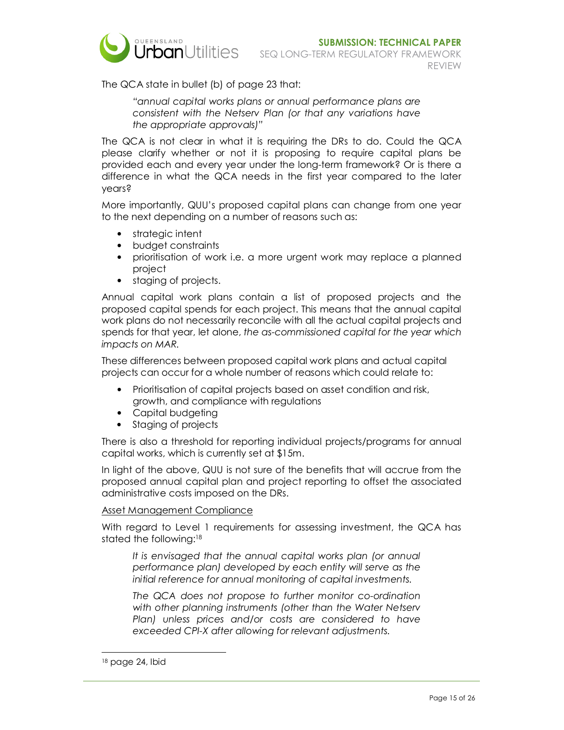The QCA state in bullet (b) of page 23 that:

> *"annual capital works plans or annual performance plans are consistent with the Netserv Plan (or that any variations have the appropriate approvals)"*

The QCA is not clear in what it is requiring the DRs to do. Could the QCA please clarify whether or not it is proposing to require capital plans be provided each and every year under the long-term framework? Or is there a difference in what the QCA needs in the first year compared to the later years?

More importantly, QUU's proposed capital plans can change from one year to the next depending on a number of reasons such as:

- strategic intent
- budget constraints
- prioritisation of work i.e. a more urgent work may replace a planned project
- staging of projects.

Annual capital work plans contain a list of proposed projects and the proposed capital spends for each project. This means that the annual capital work plans do not necessarily reconcile with all the actual capital projects and spends for that year, let alone, *the as-commissioned capital for the year which impacts on MAR.*

These differences between proposed capital work plans and actual capital projects can occur for a whole number of reasons which could relate to:

- Prioritisation of capital projects based on asset condition and risk, growth, and compliance with regulations
- Capital budgeting
- Staging of projects

There is also a threshold for reporting individual projects/programs for annual capital works, which is currently set at $15m.

In light of the above, QUU is not sure of the benefits that will accrue from the proposed annual capital plan and project reporting to offset the associated administrative costs imposed on the DRs.

<u>Asset Management Compliance</u>

With regard to Level 1 requirements for assessing investment, the QCA has stated the following:[18]

> *It is envisaged that the annual capital works plan (or annual performance plan) developed by each entity will serve as the initial reference for annual monitoring of capital investments.*
>
> *The QCA does not propose to further monitor co-ordination with other planning instruments (other than the Water Netserv Plan) unless prices and/or costs are considered to have exceeded CPI-X after allowing for relevant adjustments.*

[18] page 24, Ibid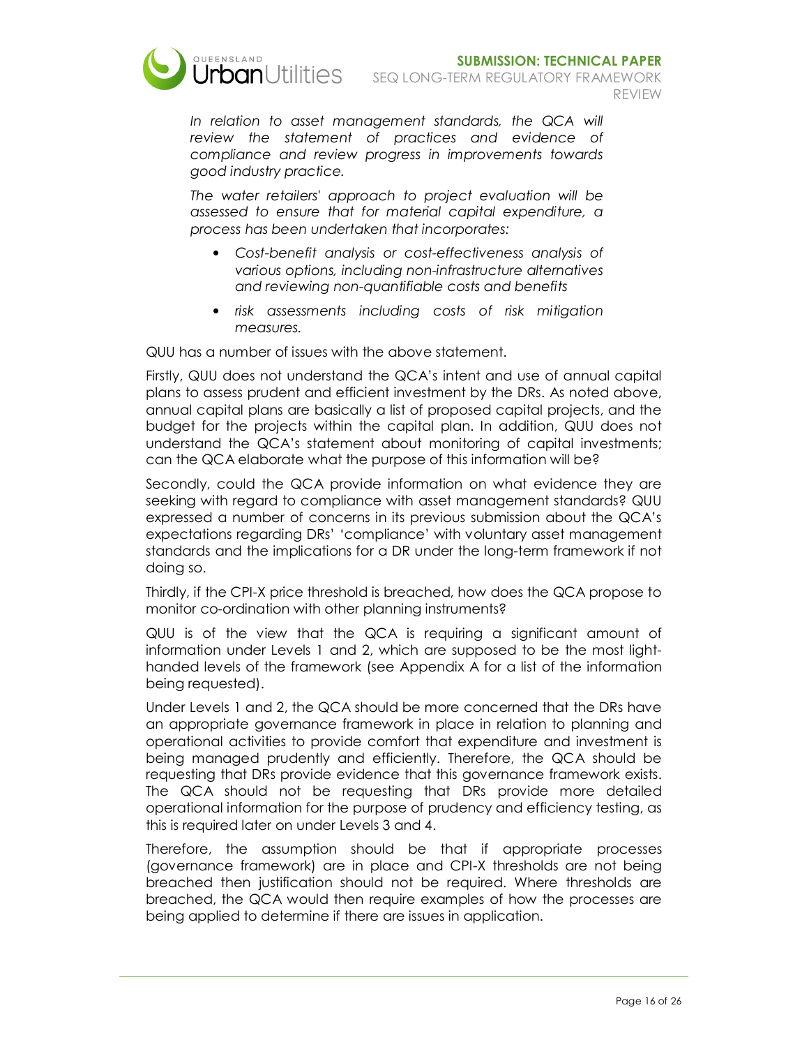> *In relation to asset management standards, the QCA will review the statement of practices and evidence of compliance and review progress in improvements towards good industry practice.*
>
> *The water retailers' approach to project evaluation will be assessed to ensure that for material capital expenditure, a process has been undertaken that incorporates:*
>
> - *Cost-benefit analysis or cost-effectiveness analysis of various options, including non-infrastructure alternatives and reviewing non-quantifiable costs and benefits*
> - *risk assessments including costs of risk mitigation measures.*

QUU has a number of issues with the above statement.

Firstly, QUU does not understand the QCA's intent and use of annual capital plans to assess prudent and efficient investment by the DRs. As noted above, annual capital plans are basically a list of proposed capital projects, and the budget for the projects within the capital plan. In addition, QUU does not understand the QCA's statement about monitoring of capital investments; can the QCA elaborate what the purpose of this information will be?

Secondly, could the QCA provide information on what evidence they are seeking with regard to compliance with asset management standards? QUU expressed a number of concerns in its previous submission about the QCA's expectations regarding DRs' 'compliance' with voluntary asset management standards and the implications for a DR under the long-term framework if not doing so.

Thirdly, if the CPI-X price threshold is breached, how does the QCA propose to monitor co-ordination with other planning instruments?

QUU is of the view that the QCA is requiring a significant amount of information under Levels 1 and 2, which are supposed to be the most light-handed levels of the framework (see Appendix A for a list of the information being requested).

Under Levels 1 and 2, the QCA should be more concerned that the DRs have an appropriate governance framework in place in relation to planning and operational activities to provide comfort that expenditure and investment is being managed prudently and efficiently. Therefore, the QCA should be requesting that DRs provide evidence that this governance framework exists. The QCA should not be requesting that DRs provide more detailed operational information for the purpose of prudency and efficiency testing, as this is required later on under Levels 3 and 4.

Therefore, the assumption should be that if appropriate processes (governance framework) are in place and CPI-X thresholds are not being breached then justification should not be required. Where thresholds are breached, the QCA would then require examples of how the processes are being applied to determine if there are issues in application.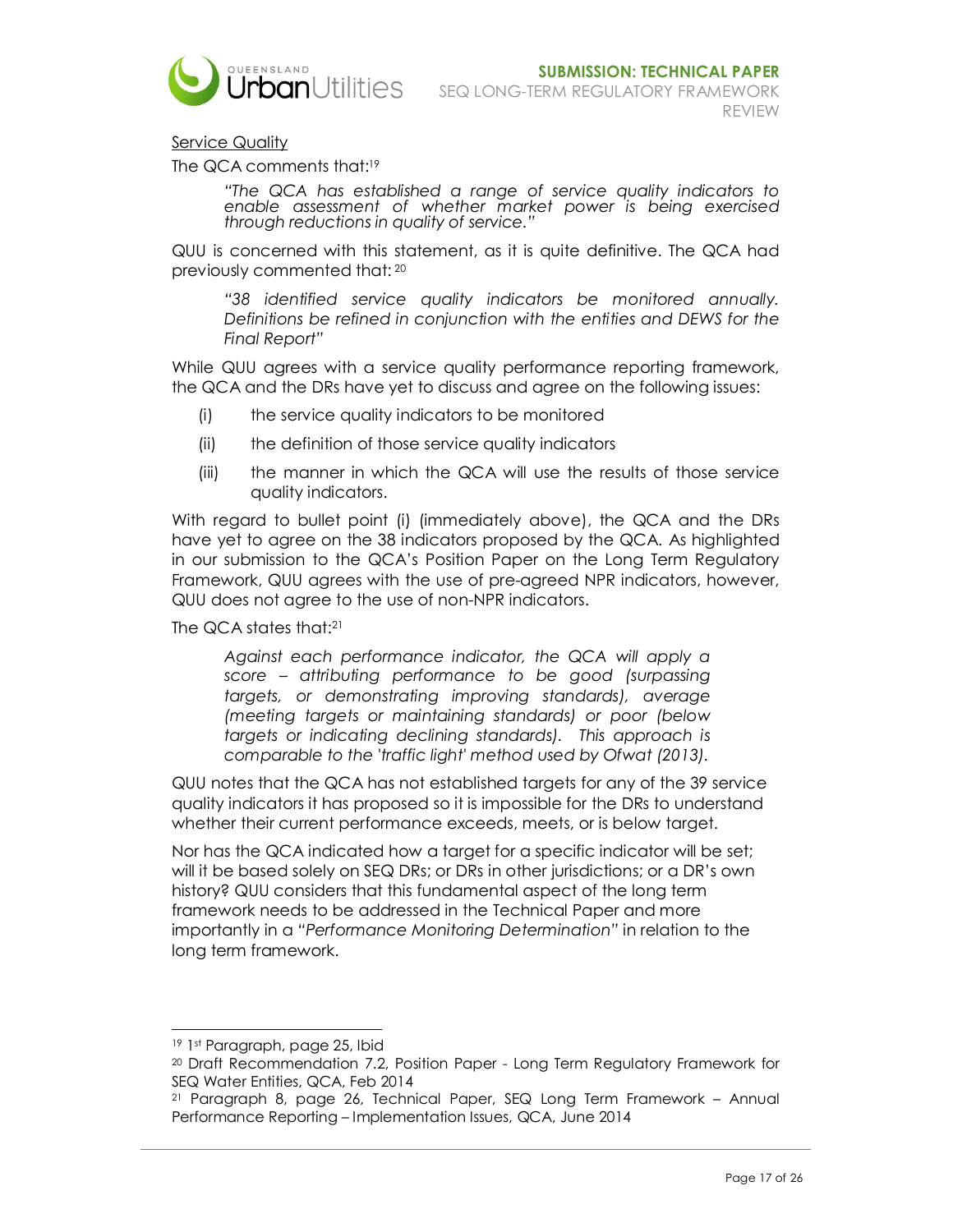Service Quality

The QCA comments that:[19]

> *"The QCA has established a range of service quality indicators to enable assessment of whether market power is being exercised through reductions in quality of service."*

QUU is concerned with this statement, as it is quite definitive. The QCA had previously commented that: [20]

> *"38 identified service quality indicators be monitored annually. Definitions be refined in conjunction with the entities and DEWS for the Final Report"*

While QUU agrees with a service quality performance reporting framework, the QCA and the DRs have yet to discuss and agree on the following issues:

(i) the service quality indicators to be monitored

(ii) the definition of those service quality indicators

(iii) the manner in which the QCA will use the results of those service quality indicators.

With regard to bullet point (i) (immediately above), the QCA and the DRs have yet to agree on the 38 indicators proposed by the QCA. As highlighted in our submission to the QCA's Position Paper on the Long Term Regulatory Framework, QUU agrees with the use of pre-agreed NPR indicators, however, QUU does not agree to the use of non-NPR indicators.

The QCA states that:[21]

> *Against each performance indicator, the QCA will apply a score – attributing performance to be good (surpassing targets, or demonstrating improving standards), average (meeting targets or maintaining standards) or poor (below targets or indicating declining standards). This approach is comparable to the 'traffic light' method used by Ofwat (2013).*

QUU notes that the QCA has not established targets for any of the 39 service quality indicators it has proposed so it is impossible for the DRs to understand whether their current performance exceeds, meets, or is below target.

Nor has the QCA indicated how a target for a specific indicator will be set; will it be based solely on SEQ DRs; or DRs in other jurisdictions; or a DR's own history? QUU considers that this fundamental aspect of the long term framework needs to be addressed in the Technical Paper and more importantly in a "*Performance Monitoring Determination*" in relation to the long term framework.

---

[19] 1st Paragraph, page 25, Ibid

[20] Draft Recommendation 7.2, Position Paper - Long Term Regulatory Framework for SEQ Water Entities, QCA, Feb 2014

[21] Paragraph 8, page 26, Technical Paper, SEQ Long Term Framework – Annual Performance Reporting – Implementation Issues, QCA, June 2014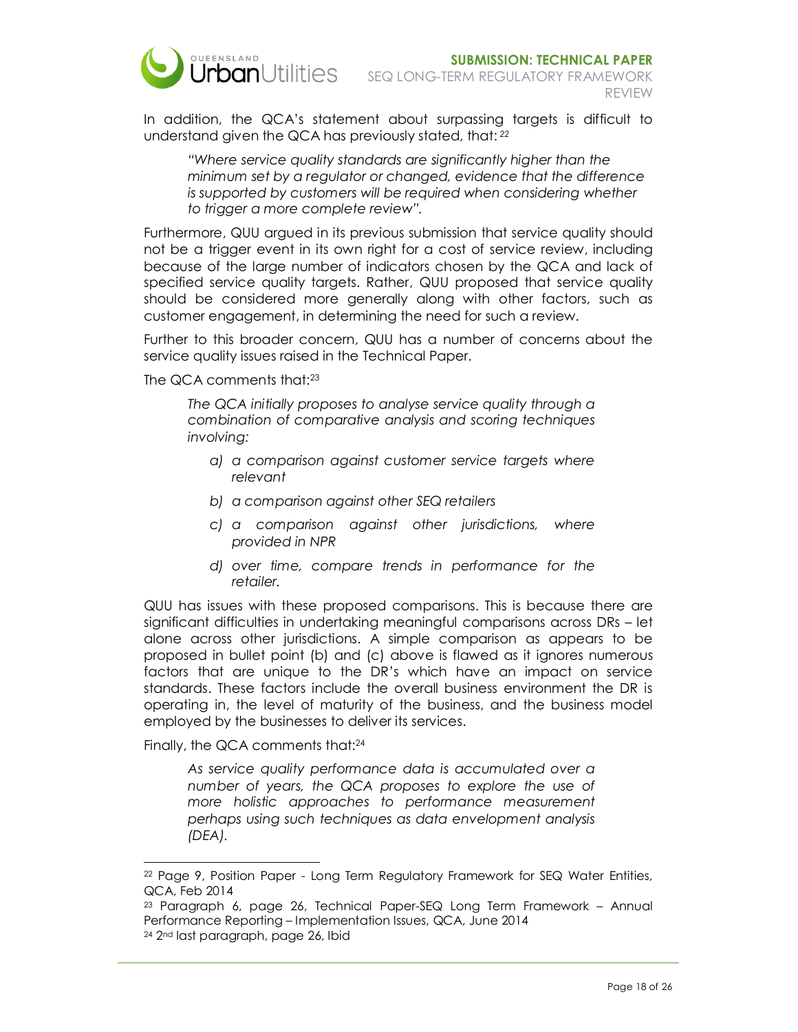In addition, the QCA's statement about surpassing targets is difficult to understand given the QCA has previously stated, that: [22]

> *"Where service quality standards are significantly higher than the minimum set by a regulator or changed, evidence that the difference is supported by customers will be required when considering whether to trigger a more complete review".*

Furthermore, QUU argued in its previous submission that service quality should not be a trigger event in its own right for a cost of service review, including because of the large number of indicators chosen by the QCA and lack of specified service quality targets. Rather, QUU proposed that service quality should be considered more generally along with other factors, such as customer engagement, in determining the need for such a review.

Further to this broader concern, QUU has a number of concerns about the service quality issues raised in the Technical Paper.

The QCA comments that:[23]

> *The QCA initially proposes to analyse service quality through a combination of comparative analysis and scoring techniques involving:*
>
> *a) a comparison against customer service targets where relevant*
>
> *b) a comparison against other SEQ retailers*
>
> *c) a comparison against other jurisdictions, where provided in NPR*
>
> *d) over time, compare trends in performance for the retailer.*

QUU has issues with these proposed comparisons. This is because there are significant difficulties in undertaking meaningful comparisons across DRs – let alone across other jurisdictions. A simple comparison as appears to be proposed in bullet point (b) and (c) above is flawed as it ignores numerous factors that are unique to the DR's which have an impact on service standards. These factors include the overall business environment the DR is operating in, the level of maturity of the business, and the business model employed by the businesses to deliver its services.

Finally, the QCA comments that:[24]

> *As service quality performance data is accumulated over a number of years, the QCA proposes to explore the use of more holistic approaches to performance measurement perhaps using such techniques as data envelopment analysis (DEA).*

---

[22] Page 9, Position Paper - Long Term Regulatory Framework for SEQ Water Entities, QCA, Feb 2014

[23] Paragraph 6, page 26, Technical Paper-SEQ Long Term Framework – Annual Performance Reporting – Implementation Issues, QCA, June 2014

[24] 2nd last paragraph, page 26, Ibid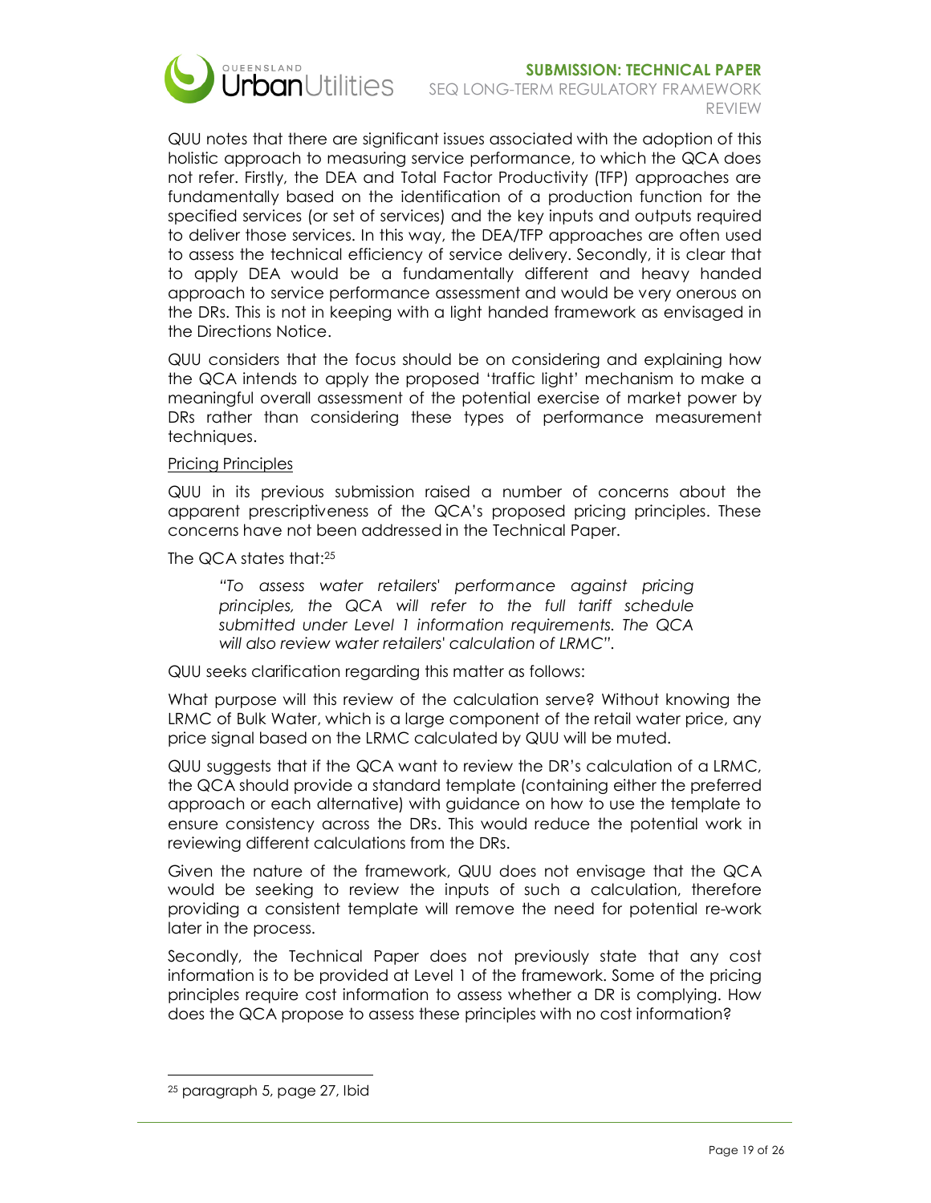QUU notes that there are significant issues associated with the adoption of this holistic approach to measuring service performance, to which the QCA does not refer. Firstly, the DEA and Total Factor Productivity (TFP) approaches are fundamentally based on the identification of a production function for the specified services (or set of services) and the key inputs and outputs required to deliver those services. In this way, the DEA/TFP approaches are often used to assess the technical efficiency of service delivery. Secondly, it is clear that to apply DEA would be a fundamentally different and heavy handed approach to service performance assessment and would be very onerous on the DRs. This is not in keeping with a light handed framework as envisaged in the Directions Notice.

QUU considers that the focus should be on considering and explaining how the QCA intends to apply the proposed 'traffic light' mechanism to make a meaningful overall assessment of the potential exercise of market power by DRs rather than considering these types of performance measurement techniques.

<u>Pricing Principles</u>

QUU in its previous submission raised a number of concerns about the apparent prescriptiveness of the QCA's proposed pricing principles. These concerns have not been addressed in the Technical Paper.

The QCA states that:[25]

> *"To assess water retailers' performance against pricing principles, the QCA will refer to the full tariff schedule submitted under Level 1 information requirements. The QCA will also review water retailers' calculation of LRMC".*

QUU seeks clarification regarding this matter as follows:

What purpose will this review of the calculation serve? Without knowing the LRMC of Bulk Water, which is a large component of the retail water price, any price signal based on the LRMC calculated by QUU will be muted.

QUU suggests that if the QCA want to review the DR's calculation of a LRMC, the QCA should provide a standard template (containing either the preferred approach or each alternative) with guidance on how to use the template to ensure consistency across the DRs. This would reduce the potential work in reviewing different calculations from the DRs.

Given the nature of the framework, QUU does not envisage that the QCA would be seeking to review the inputs of such a calculation, therefore providing a consistent template will remove the need for potential re-work later in the process.

Secondly, the Technical Paper does not previously state that any cost information is to be provided at Level 1 of the framework. Some of the pricing principles require cost information to assess whether a DR is complying. How does the QCA propose to assess these principles with no cost information?

---

[25] paragraph 5, page 27, Ibid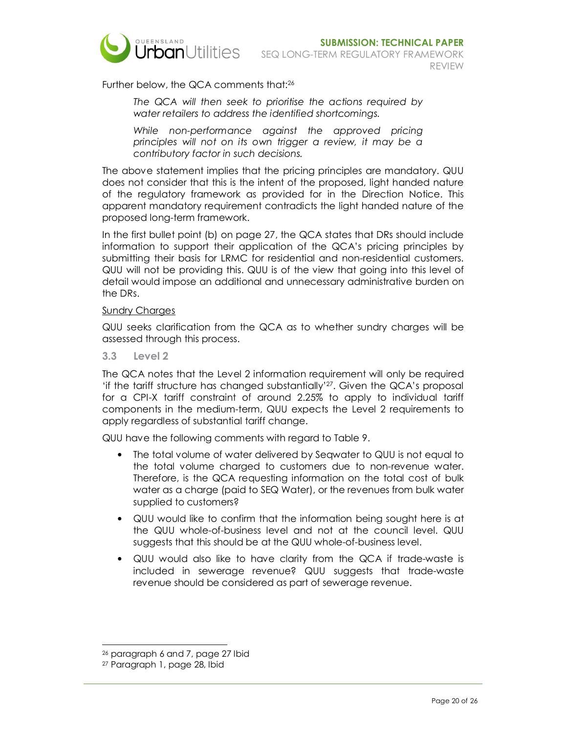Further below, the QCA comments that:[26]

> *The QCA will then seek to prioritise the actions required by water retailers to address the identified shortcomings.*
>
> *While non-performance against the approved pricing principles will not on its own trigger a review, it may be a contributory factor in such decisions.*

The above statement implies that the pricing principles are mandatory. QUU does not consider that this is the intent of the proposed, light handed nature of the regulatory framework as provided for in the Direction Notice. This apparent mandatory requirement contradicts the light handed nature of the proposed long-term framework.

In the first bullet point (b) on page 27, the QCA states that DRs should include information to support their application of the QCA's pricing principles by submitting their basis for LRMC for residential and non-residential customers. QUU will not be providing this. QUU is of the view that going into this level of detail would impose an additional and unnecessary administrative burden on the DRs.

<u>Sundry Charges</u>

QUU seeks clarification from the QCA as to whether sundry charges will be assessed through this process.

### 3.3 Level 2

The QCA notes that the Level 2 information requirement will only be required 'if the tariff structure has changed substantially'[27]. Given the QCA's proposal for a CPI-X tariff constraint of around 2.25% to apply to individual tariff components in the medium-term, QUU expects the Level 2 requirements to apply regardless of substantial tariff change.

QUU have the following comments with regard to Table 9.

- The total volume of water delivered by Seqwater to QUU is not equal to the total volume charged to customers due to non-revenue water. Therefore, is the QCA requesting information on the total cost of bulk water as a charge (paid to SEQ Water), or the revenues from bulk water supplied to customers?
- QUU would like to confirm that the information being sought here is at the QUU whole-of-business level and not at the council level. QUU suggests that this should be at the QUU whole-of-business level.
- QUU would also like to have clarity from the QCA if trade-waste is included in sewerage revenue? QUU suggests that trade-waste revenue should be considered as part of sewerage revenue.

---

[26] paragraph 6 and 7, page 27 Ibid

[27] Paragraph 1, page 28, Ibid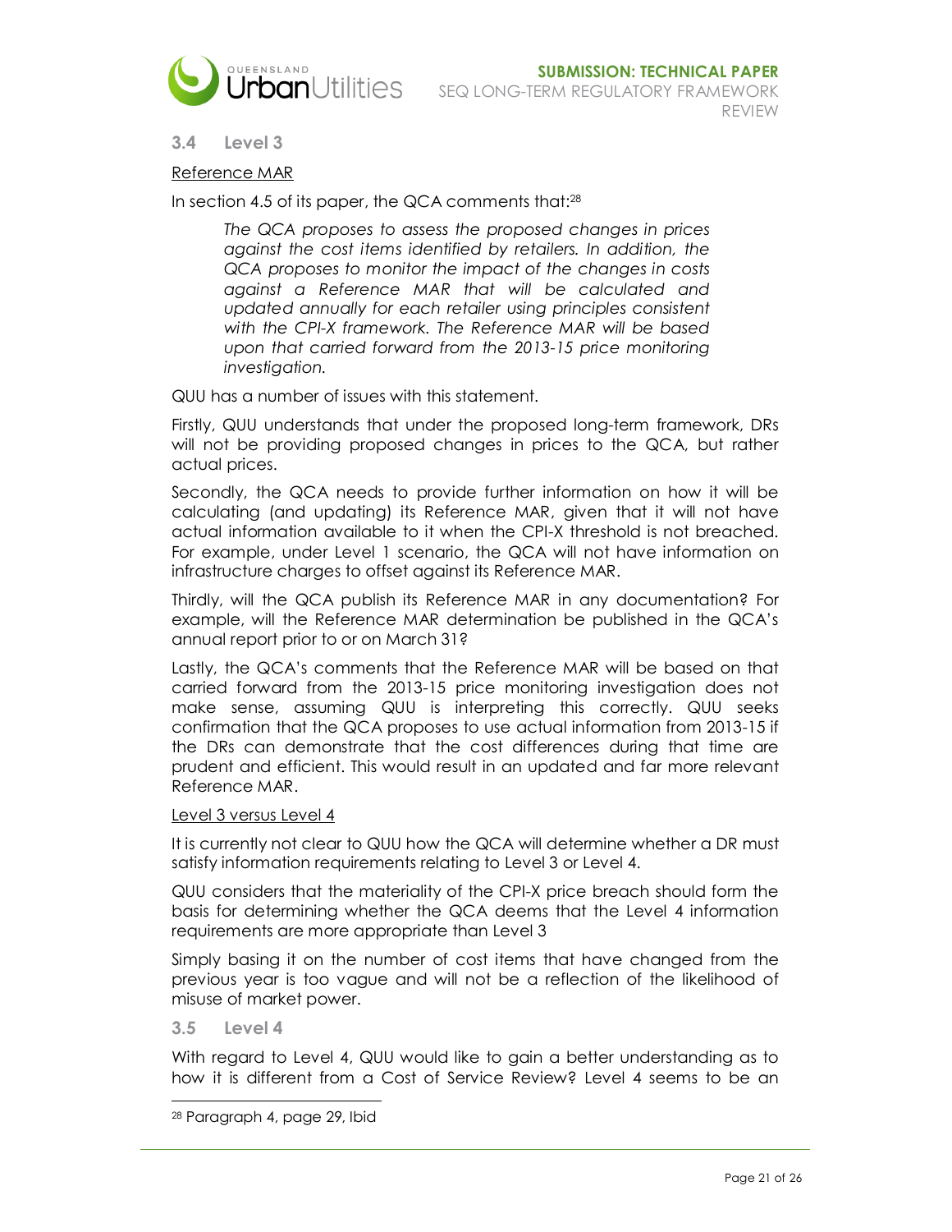### 3.4 Level 3

Reference MAR

In section 4.5 of its paper, the QCA comments that:[28]

> *The QCA proposes to assess the proposed changes in prices against the cost items identified by retailers. In addition, the QCA proposes to monitor the impact of the changes in costs against a Reference MAR that will be calculated and updated annually for each retailer using principles consistent with the CPI-X framework. The Reference MAR will be based upon that carried forward from the 2013-15 price monitoring investigation.*

QUU has a number of issues with this statement.

Firstly, QUU understands that under the proposed long-term framework, DRs will not be providing proposed changes in prices to the QCA, but rather actual prices.

Secondly, the QCA needs to provide further information on how it will be calculating (and updating) its Reference MAR, given that it will not have actual information available to it when the CPI-X threshold is not breached. For example, under Level 1 scenario, the QCA will not have information on infrastructure charges to offset against its Reference MAR.

Thirdly, will the QCA publish its Reference MAR in any documentation? For example, will the Reference MAR determination be published in the QCA's annual report prior to or on March 31?

Lastly, the QCA's comments that the Reference MAR will be based on that carried forward from the 2013-15 price monitoring investigation does not make sense, assuming QUU is interpreting this correctly. QUU seeks confirmation that the QCA proposes to use actual information from 2013-15 if the DRs can demonstrate that the cost differences during that time are prudent and efficient. This would result in an updated and far more relevant Reference MAR.

Level 3 versus Level 4

It is currently not clear to QUU how the QCA will determine whether a DR must satisfy information requirements relating to Level 3 or Level 4.

QUU considers that the materiality of the CPI-X price breach should form the basis for determining whether the QCA deems that the Level 4 information requirements are more appropriate than Level 3

Simply basing it on the number of cost items that have changed from the previous year is too vague and will not be a reflection of the likelihood of misuse of market power.

### 3.5 Level 4

With regard to Level 4, QUU would like to gain a better understanding as to how it is different from a Cost of Service Review? Level 4 seems to be an

[28] Paragraph 4, page 29, Ibid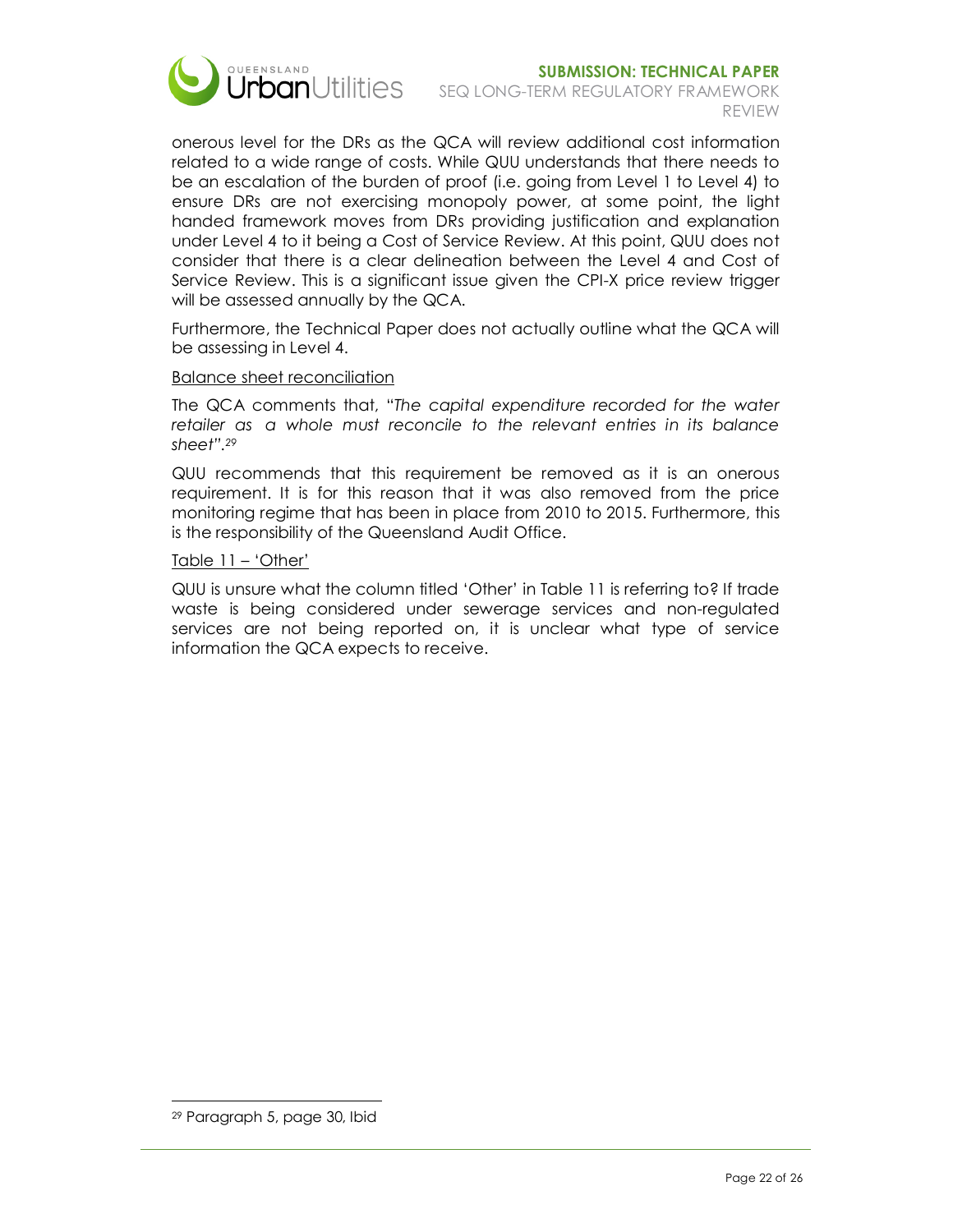onerous level for the DRs as the QCA will review additional cost information related to a wide range of costs. While QUU understands that there needs to be an escalation of the burden of proof (i.e. going from Level 1 to Level 4) to ensure DRs are not exercising monopoly power, at some point, the light handed framework moves from DRs providing justification and explanation under Level 4 to it being a Cost of Service Review. At this point, QUU does not consider that there is a clear delineation between the Level 4 and Cost of Service Review. This is a significant issue given the CPI-X price review trigger will be assessed annually by the QCA.

Furthermore, the Technical Paper does not actually outline what the QCA will be assessing in Level 4.

<u>Balance sheet reconciliation</u>

The QCA comments that, "*The capital expenditure recorded for the water retailer as a whole must reconcile to the relevant entries in its balance sheet*".[29]

QUU recommends that this requirement be removed as it is an onerous requirement. It is for this reason that it was also removed from the price monitoring regime that has been in place from 2010 to 2015. Furthermore, this is the responsibility of the Queensland Audit Office.

<u>Table 11 – 'Other'</u>

QUU is unsure what the column titled 'Other' in Table 11 is referring to? If trade waste is being considered under sewerage services and non-regulated services are not being reported on, it is unclear what type of service information the QCA expects to receive.

---

[29] Paragraph 5, page 30, Ibid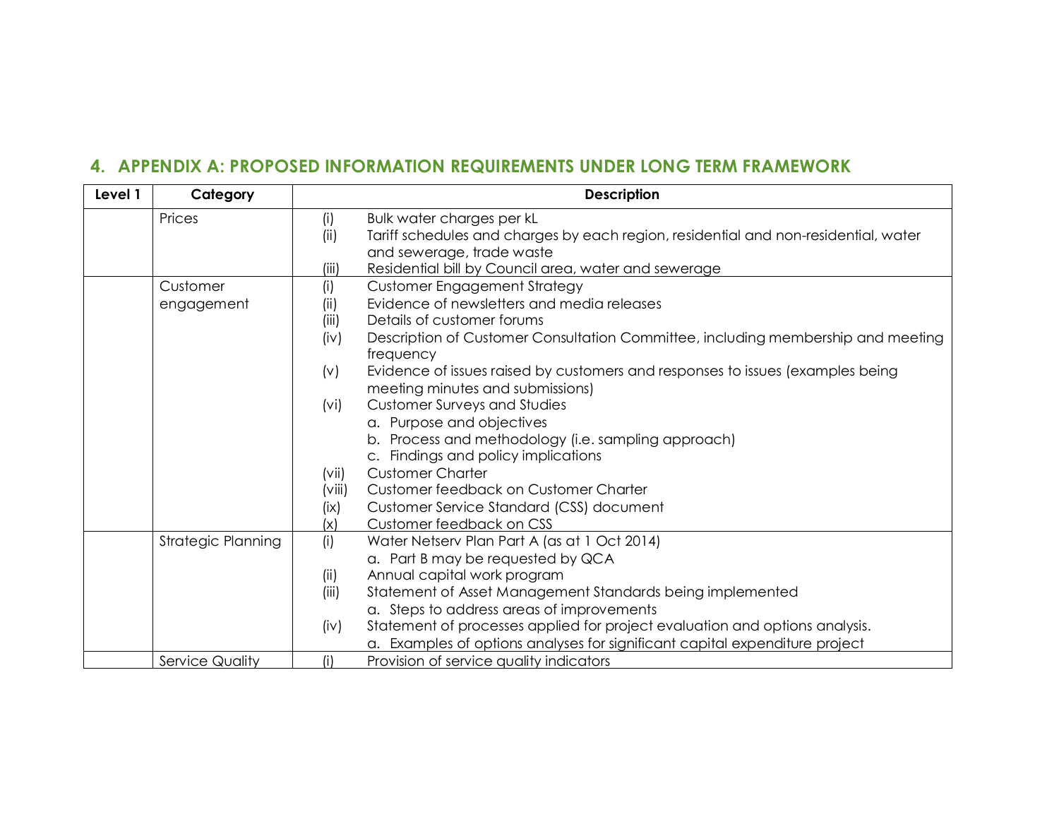## 4. APPENDIX A: PROPOSED INFORMATION REQUIREMENTS UNDER LONG TERM FRAMEWORK

| Level 1 | Category | Description |
|---|---|---|
| | Prices | (i) Bulk water charges per kL<br>(ii) Tariff schedules and charges by each region, residential and non-residential, water and sewerage, trade waste<br>(iii) Residential bill by Council area, water and sewerage |
| | Customer engagement | (i) Customer Engagement Strategy<br>(ii) Evidence of newsletters and media releases<br>(iii) Details of customer forums<br>(iv) Description of Customer Consultation Committee, including membership and meeting frequency<br>(v) Evidence of issues raised by customers and responses to issues (examples being meeting minutes and submissions)<br>(vi) Customer Surveys and Studies<br>a. Purpose and objectives<br>b. Process and methodology (i.e. sampling approach)<br>c. Findings and policy implications<br>(vii) Customer Charter<br>(viii) Customer feedback on Customer Charter<br>(ix) Customer Service Standard (CSS) document<br>(x) Customer feedback on CSS |
| | Strategic Planning | (i) Water Netserv Plan Part A (as at 1 Oct 2014)<br>a. Part B may be requested by QCA<br>(ii) Annual capital work program<br>(iii) Statement of Asset Management Standards being implemented<br>a. Steps to address areas of improvements<br>(iv) Statement of processes applied for project evaluation and options analysis.<br>a. Examples of options analyses for significant capital expenditure project |
| | Service Quality | (i) Provision of service quality indicators |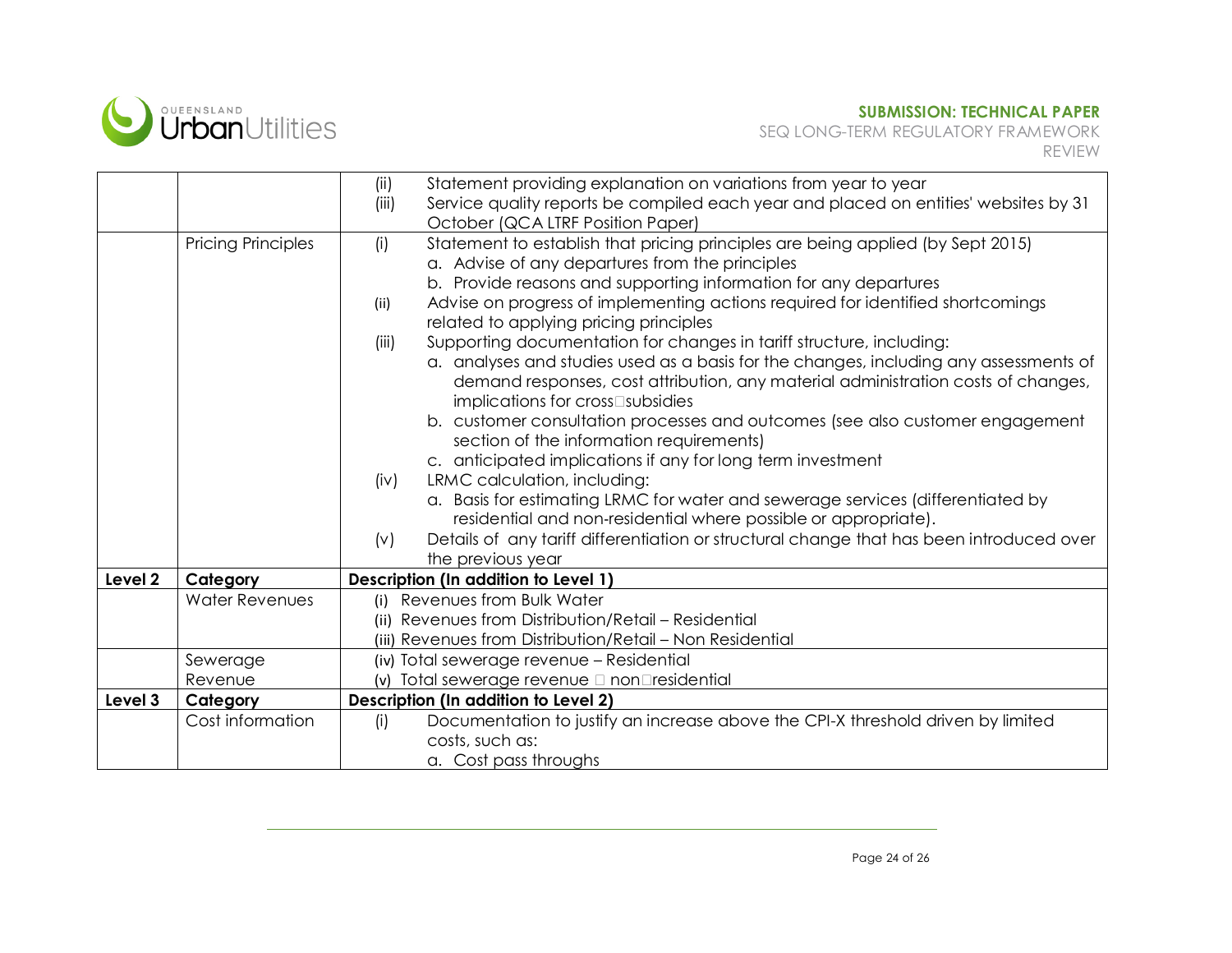| | | |
|---|---|---|
| | | (ii) Statement providing explanation on variations from year to year<br>(iii) Service quality reports be compiled each year and placed on entities' websites by 31 October (QCA LTRF Position Paper) |
| | Pricing Principles | (i) Statement to establish that pricing principles are being applied (by Sept 2015)<br>a. Advise of any departures from the principles<br>b. Provide reasons and supporting information for any departures<br>(ii) Advise on progress of implementing actions required for identified shortcomings related to applying pricing principles<br>(iii) Supporting documentation for changes in tariff structure, including:<br>a. analyses and studies used as a basis for the changes, including any assessments of demand responses, cost attribution, any material administration costs of changes, implications for cross‑subsidies<br>b. customer consultation processes and outcomes (see also customer engagement section of the information requirements)<br>c. anticipated implications if any for long term investment<br>(iv) LRMC calculation, including:<br>a. Basis for estimating LRMC for water and sewerage services (differentiated by residential and non-residential where possible or appropriate).<br>(v) Details of any tariff differentiation or structural change that has been introduced over the previous year |
| **Level 2** | **Category** | **Description (In addition to Level 1)** |
| | Water Revenues | (i) Revenues from Bulk Water<br>(ii) Revenues from Distribution/Retail – Residential<br>(iii) Revenues from Distribution/Retail – Non Residential |
| | Sewerage Revenue | (iv) Total sewerage revenue – Residential<br>(v) Total sewerage revenue – non‑residential |
| **Level 3** | **Category** | **Description (In addition to Level 2)** |
| | Cost information | (i) Documentation to justify an increase above the CPI-X threshold driven by limited costs, such as:<br>a. Cost pass throughs |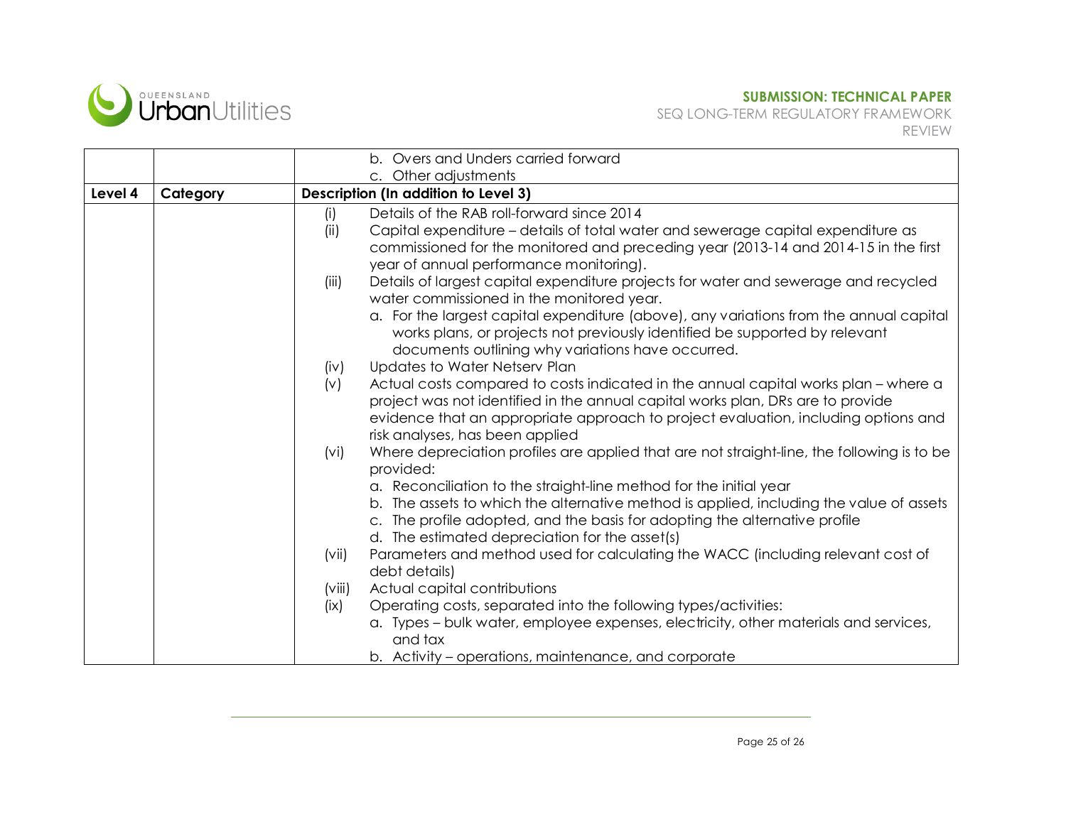| | | b. Overs and Unders carried forward<br>c. Other adjustments |
|---|---|---|
| **Level 4** | **Category** | **Description (In addition to Level 3)** |
| | | (i) Details of the RAB roll-forward since 2014<br>(ii) Capital expenditure – details of total water and sewerage capital expenditure as commissioned for the monitored and preceding year (2013-14 and 2014-15 in the first year of annual performance monitoring).<br>(iii) Details of largest capital expenditure projects for water and sewerage and recycled water commissioned in the monitored year.<br>a. For the largest capital expenditure (above), any variations from the annual capital works plans, or projects not previously identified be supported by relevant documents outlining why variations have occurred.<br>(iv) Updates to Water Netserv Plan<br>(v) Actual costs compared to costs indicated in the annual capital works plan – where a project was not identified in the annual capital works plan, DRs are to provide evidence that an appropriate approach to project evaluation, including options and risk analyses, has been applied<br>(vi) Where depreciation profiles are applied that are not straight-line, the following is to be provided:<br>a. Reconciliation to the straight-line method for the initial year<br>b. The assets to which the alternative method is applied, including the value of assets<br>c. The profile adopted, and the basis for adopting the alternative profile<br>d. The estimated depreciation for the asset(s)<br>(vii) Parameters and method used for calculating the WACC (including relevant cost of debt details)<br>(viii) Actual capital contributions<br>(ix) Operating costs, separated into the following types/activities:<br>a. Types – bulk water, employee expenses, electricity, other materials and services, and tax<br>b. Activity – operations, maintenance, and corporate |